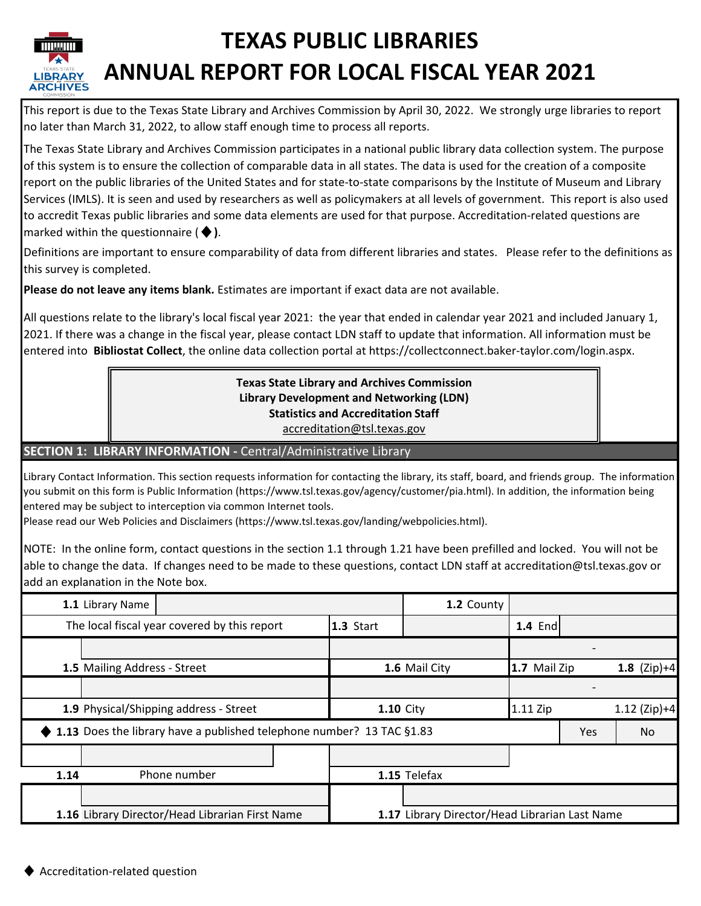# TEXAS PUBLIC LIBRARIES

# ANNUAL REPORT FOR LOCAL FISCAL YEAR 2021

This report is due to the Texas State Library and Archives Commission by April 30, 2022. We strongly urge libraries to report no later than March 31, 2022, to allow staff enough time to process all reports.

The Texas State Library and Archives Commission participates in a national public library data collection system. The purpose of this system is to ensure the collection of comparable data in all states. The data is used for the creation of a composite report on the public libraries of the United States and for state-to-state comparisons by the Institute of Museum and Library Services (IMLS). It is seen and used by researchers as well as policymakers at all levels of government. This report is also used to accredit Texas public libraries and some data elements are used for that purpose. Accreditation-related questions are marked within the questionnaire ( ◆ ).

Definitions are important to ensure comparability of data from different libraries and states. Please refer to the definitions as this survey is completed.

**Please do not leave any items blank.** Estimates are important if exact data are not available.

All questions relate to the library's local fiscal year 2021: the year that ended in calendar year 2021 and included January 1, 2021. If there was a change in the fiscal year, please contact LDN staff to update that information. All information must be entered into **Bibliostat Collect**, the online data collection portal at https://collectconnect.baker-taylor.com/login.aspx.

**Texas State Library and Archives Commission**
**Library Development and Networking (LDN)**
**Statistics and Accreditation Staff**
accreditation@tsl.texas.gov

## SECTION 1: LIBRARY INFORMATION - Central/Administrative Library

Library Contact Information. This section requests information for contacting the library, its staff, board, and friends group. The information you submit on this form is Public Information (https://www.tsl.texas.gov/agency/customer/pia.html). In addition, the information being entered may be subject to interception via common Internet tools.
Please read our Web Policies and Disclaimers (https://www.tsl.texas.gov/landing/webpolicies.html).

NOTE: In the online form, contact questions in the section 1.1 through 1.21 have been prefilled and locked. You will not be able to change the data. If changes need to be made to these questions, contact LDN staff at accreditation@tsl.texas.gov or add an explanation in the Note box.

| | | | |
|---|---|---|---|
| **1.1** Library Name | | **1.2** County | |
| The local fiscal year covered by this report | **1.3** Start | | **1.4** End |
| | | | - |
| **1.5** Mailing Address - Street | **1.6** Mail City | **1.7** Mail Zip | **1.8** (Zip)+4 |
| | | | - |
| **1.9** Physical/Shipping address - Street | **1.10** City | 1.11 Zip | 1.12 (Zip)+4 |

◆ **1.13** Does the library have a published telephone number? 13 TAC §1.83 — Yes / No

| | |
|---|---|
| | |
| **1.14** Phone number | **1.15** Telefax |
| | |
| **1.16** Library Director/Head Librarian First Name | **1.17** Library Director/Head Librarian Last Name |

◆ Accreditation-related question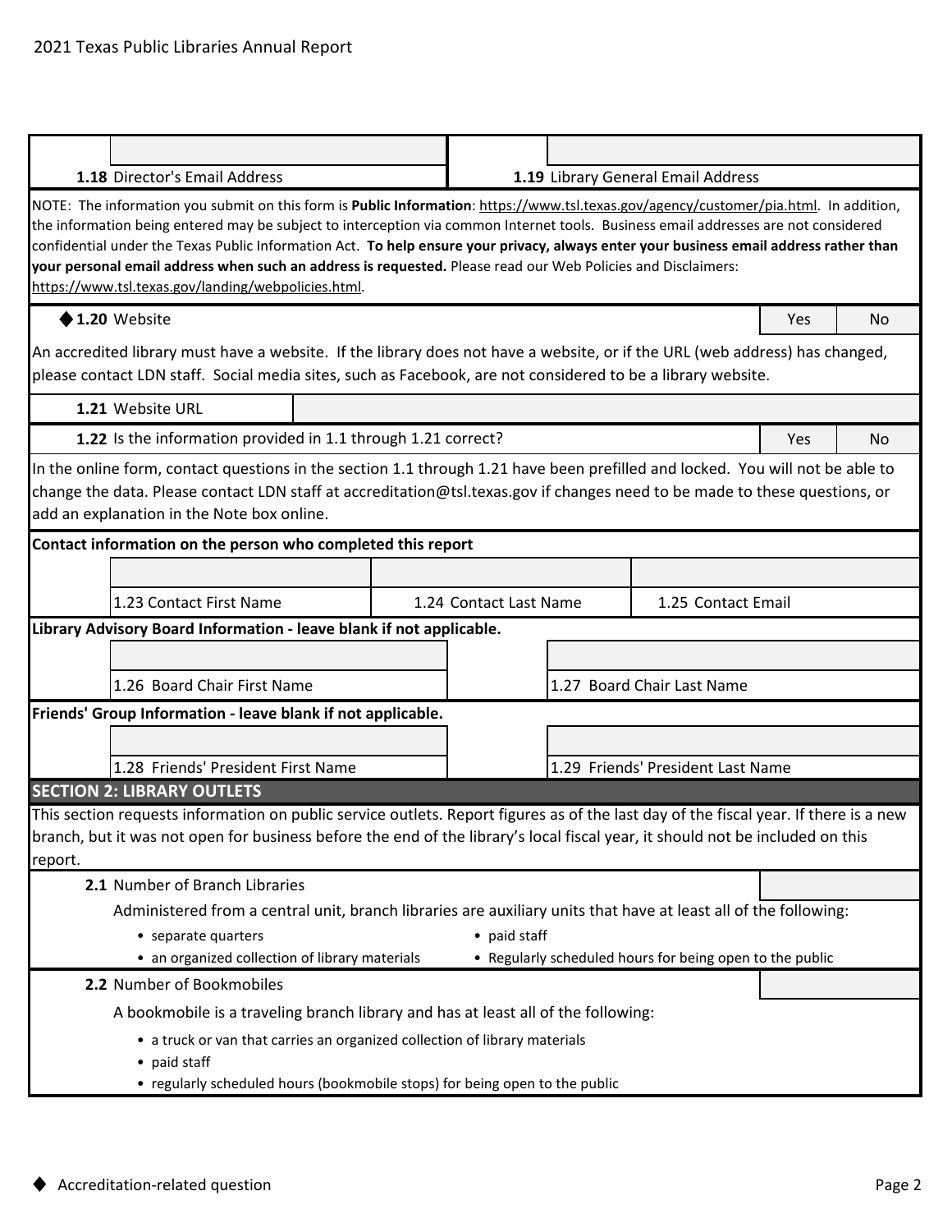| **1.18** Director's Email Address | **1.19** Library General Email Address |
|---|---|
| | |

NOTE: The information you submit on this form is **Public Information**: https://www.tsl.texas.gov/agency/customer/pia.html. In addition, the information being entered may be subject to interception via common Internet tools. Business email addresses are not considered confidential under the Texas Public Information Act. **To help ensure your privacy, always enter your business email address rather than your personal email address when such an address is requested.** Please read our Web Policies and Disclaimers: https://www.tsl.texas.gov/landing/webpolicies.html.

| ◆ **1.20** Website | Yes | No |
|---|---|---|

An accredited library must have a website. If the library does not have a website, or if the URL (web address) has changed, please contact LDN staff. Social media sites, such as Facebook, are not considered to be a library website.

| **1.21** Website URL | |
|---|---|

| **1.22** Is the information provided in 1.1 through 1.21 correct? | Yes | No |
|---|---|---|

In the online form, contact questions in the section 1.1 through 1.21 have been prefilled and locked. You will not be able to change the data. Please contact LDN staff at accreditation@tsl.texas.gov if changes need to be made to these questions, or add an explanation in the Note box online.

**Contact information on the person who completed this report**

| 1.23 Contact First Name | 1.24 Contact Last Name | 1.25 Contact Email |
|---|---|---|
| | | |

**Library Advisory Board Information - leave blank if not applicable.**

| 1.26 Board Chair First Name | 1.27 Board Chair Last Name |
|---|---|
| | |

**Friends' Group Information - leave blank if not applicable.**

| 1.28 Friends' President First Name | 1.29 Friends' President Last Name |
|---|---|
| | |

## SECTION 2: LIBRARY OUTLETS

This section requests information on public service outlets. Report figures as of the last day of the fiscal year. If there is a new branch, but it was not open for business before the end of the library's local fiscal year, it should not be included on this report.

**2.1** Number of Branch Libraries

Administered from a central unit, branch libraries are auxiliary units that have at least all of the following:

- separate quarters
- paid staff
- an organized collection of library materials
- Regularly scheduled hours for being open to the public

**2.2** Number of Bookmobiles

A bookmobile is a traveling branch library and has at least all of the following:

- a truck or van that carries an organized collection of library materials
- paid staff
- regularly scheduled hours (bookmobile stops) for being open to the public

◆ Accreditation-related question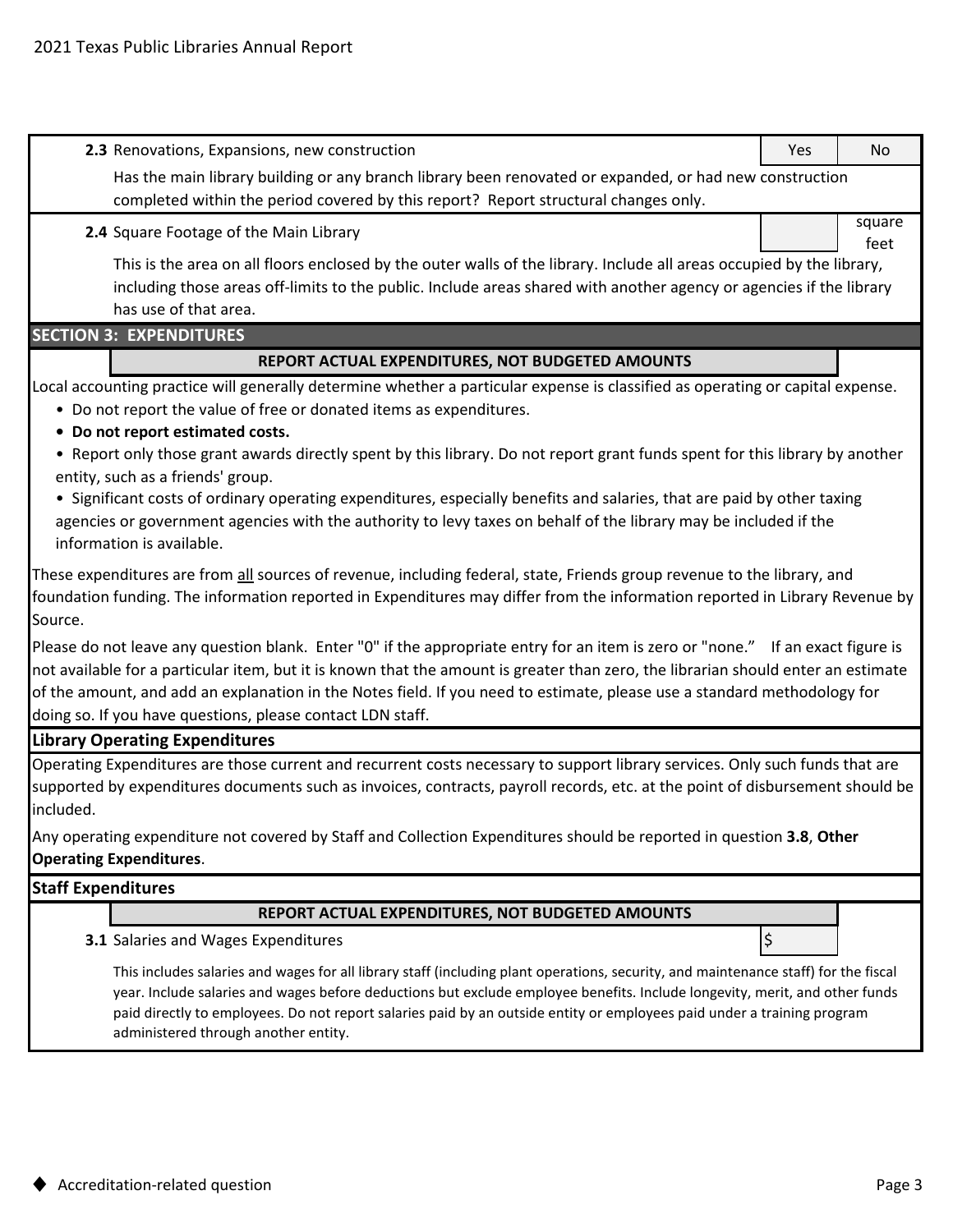**2.3** Renovations, Expansions, new construction | Yes | No

Has the main library building or any branch library been renovated or expanded, or had new construction completed within the period covered by this report? Report structural changes only.

**2.4** Square Footage of the Main Library ______ square feet

This is the area on all floors enclosed by the outer walls of the library. Include all areas occupied by the library, including those areas off-limits to the public. Include areas shared with another agency or agencies if the library has use of that area.

## SECTION 3: EXPENDITURES

**REPORT ACTUAL EXPENDITURES, NOT BUDGETED AMOUNTS**

Local accounting practice will generally determine whether a particular expense is classified as operating or capital expense.

- Do not report the value of free or donated items as expenditures.
- **Do not report estimated costs.**
- Report only those grant awards directly spent by this library. Do not report grant funds spent for this library by another entity, such as a friends' group.
- Significant costs of ordinary operating expenditures, especially benefits and salaries, that are paid by other taxing agencies or government agencies with the authority to levy taxes on behalf of the library may be included if the information is available.

These expenditures are from all sources of revenue, including federal, state, Friends group revenue to the library, and foundation funding. The information reported in Expenditures may differ from the information reported in Library Revenue by Source.

Please do not leave any question blank. Enter "0" if the appropriate entry for an item is zero or "none." If an exact figure is not available for a particular item, but it is known that the amount is greater than zero, the librarian should enter an estimate of the amount, and add an explanation in the Notes field. If you need to estimate, please use a standard methodology for doing so. If you have questions, please contact LDN staff.

### Library Operating Expenditures

Operating Expenditures are those current and recurrent costs necessary to support library services. Only such funds that are supported by expenditures documents such as invoices, contracts, payroll records, etc. at the point of disbursement should be included.

Any operating expenditure not covered by Staff and Collection Expenditures should be reported in question **3.8**, **Other Operating Expenditures**.

### Staff Expenditures

**REPORT ACTUAL EXPENDITURES, NOT BUDGETED AMOUNTS**

**3.1** Salaries and Wages Expenditures $

This includes salaries and wages for all library staff (including plant operations, security, and maintenance staff) for the fiscal year. Include salaries and wages before deductions but exclude employee benefits. Include longevity, merit, and other funds paid directly to employees. Do not report salaries paid by an outside entity or employees paid under a training program administered through another entity.

◆ Accreditation-related question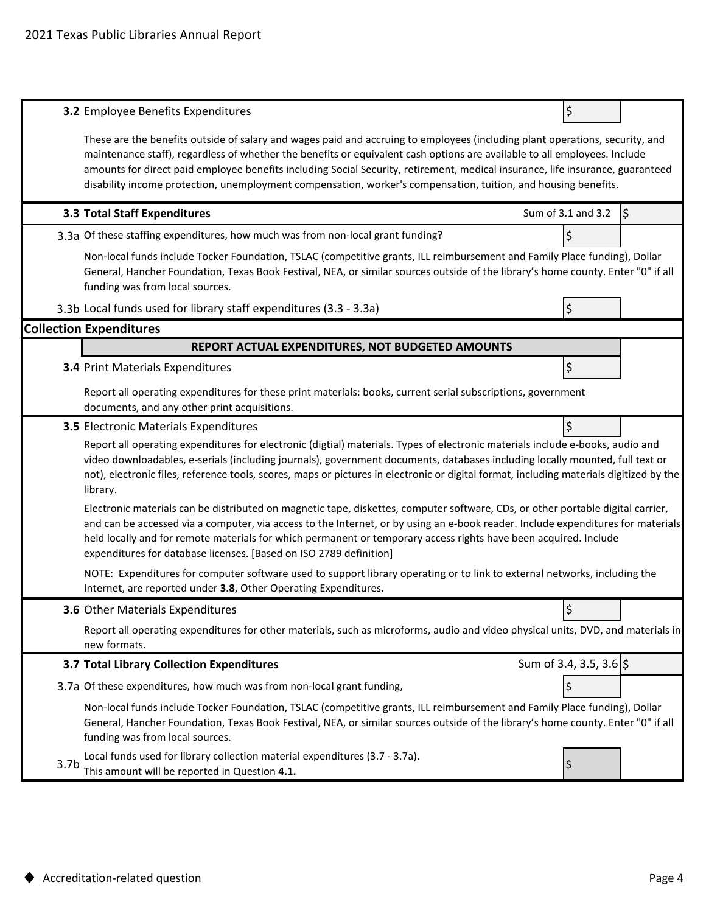**3.2** Employee Benefits Expenditures $

These are the benefits outside of salary and wages paid and accruing to employees (including plant operations, security, and maintenance staff), regardless of whether the benefits or equivalent cash options are available to all employees. Include amounts for direct paid employee benefits including Social Security, retirement, medical insurance, life insurance, guaranteed disability income protection, unemployment compensation, worker's compensation, tuition, and housing benefits.

**3.3 Total Staff Expenditures** — Sum of 3.1 and 3.2 $

3.3a Of these staffing expenditures, how much was from non-local grant funding? $

Non-local funds include Tocker Foundation, TSLAC (competitive grants, ILL reimbursement and Family Place funding), Dollar General, Hancher Foundation, Texas Book Festival, NEA, or similar sources outside of the library's home county. Enter "0" if all funding was from local sources.

3.3b Local funds used for library staff expenditures (3.3 - 3.3a) $

## Collection Expenditures

**REPORT ACTUAL EXPENDITURES, NOT BUDGETED AMOUNTS**

**3.4** Print Materials Expenditures $

Report all operating expenditures for these print materials: books, current serial subscriptions, government documents, and any other print acquisitions.

**3.5** Electronic Materials Expenditures $

Report all operating expenditures for electronic (digtial) materials. Types of electronic materials include e-books, audio and video downloadables, e-serials (including journals), government documents, databases including locally mounted, full text or not), electronic files, reference tools, scores, maps or pictures in electronic or digital format, including materials digitized by the library.

Electronic materials can be distributed on magnetic tape, diskettes, computer software, CDs, or other portable digital carrier, and can be accessed via a computer, via access to the Internet, or by using an e-book reader. Include expenditures for materials held locally and for remote materials for which permanent or temporary access rights have been acquired. Include expenditures for database licenses. [Based on ISO 2789 definition]

NOTE: Expenditures for computer software used to support library operating or to link to external networks, including the Internet, are reported under **3.8**, Other Operating Expenditures.

**3.6** Other Materials Expenditures $

Report all operating expenditures for other materials, such as microforms, audio and video physical units, DVD, and materials in new formats.

**3.7 Total Library Collection Expenditures** — Sum of 3.4, 3.5, 3.6 $

3.7a Of these expenditures, how much was from non-local grant funding, $

Non-local funds include Tocker Foundation, TSLAC (competitive grants, ILL reimbursement and Family Place funding), Dollar General, Hancher Foundation, Texas Book Festival, NEA, or similar sources outside of the library's home county. Enter "0" if all funding was from local sources.

3.7b Local funds used for library collection material expenditures (3.7 - 3.7a). This amount will be reported in Question **4.1.** $

◆ Accreditation-related question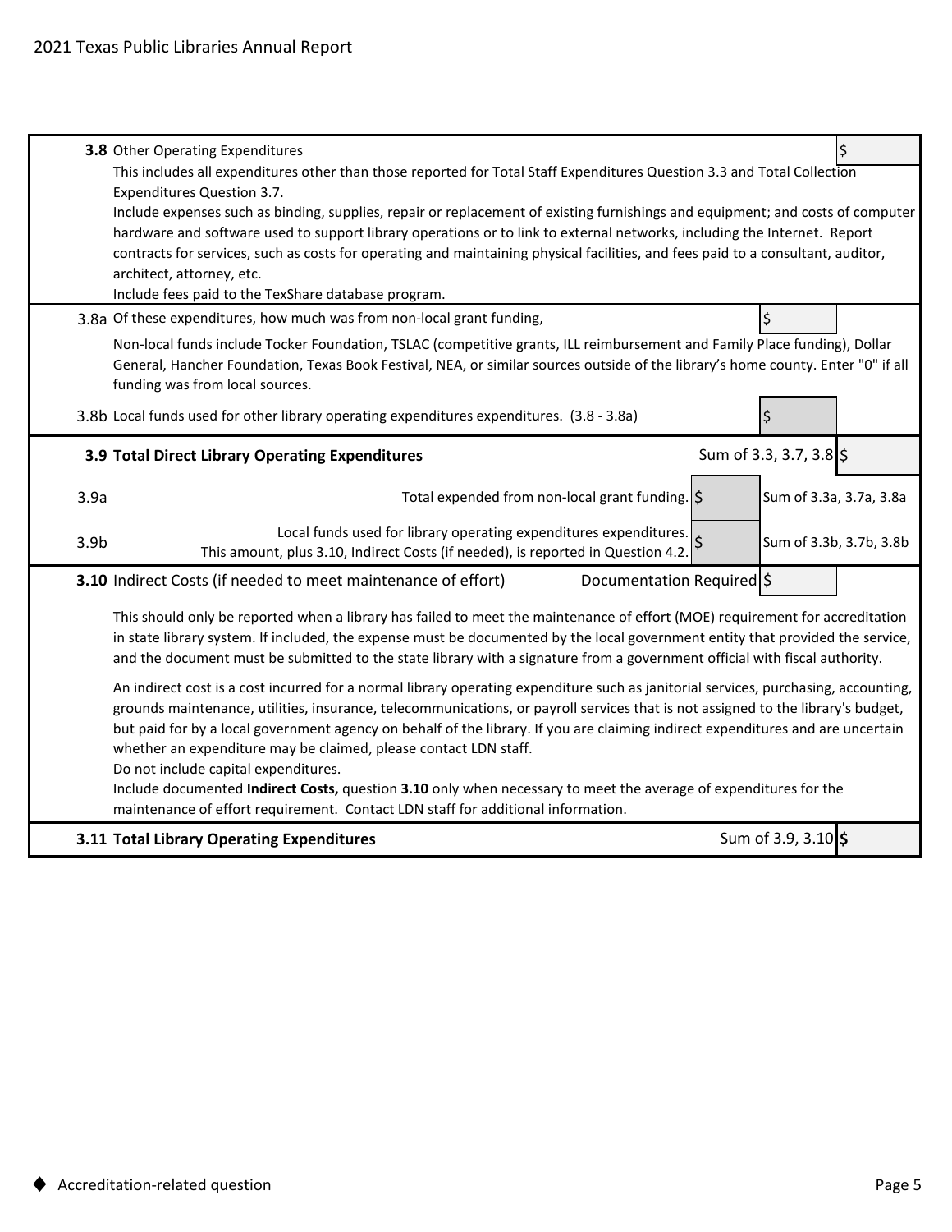**3.8** Other Operating Expenditures $

This includes all expenditures other than those reported for Total Staff Expenditures Question 3.3 and Total Collection Expenditures Question 3.7.

Include expenses such as binding, supplies, repair or replacement of existing furnishings and equipment; and costs of computer hardware and software used to support library operations or to link to external networks, including the Internet. Report contracts for services, such as costs for operating and maintaining physical facilities, and fees paid to a consultant, auditor, architect, attorney, etc.

Include fees paid to the TexShare database program.

3.8a Of these expenditures, how much was from non-local grant funding, $

Non-local funds include Tocker Foundation, TSLAC (competitive grants, ILL reimbursement and Family Place funding), Dollar General, Hancher Foundation, Texas Book Festival, NEA, or similar sources outside of the library's home county. Enter "0" if all funding was from local sources.

3.8b Local funds used for other library operating expenditures expenditures. (3.8 - 3.8a) $

**3.9 Total Direct Library Operating Expenditures** Sum of 3.3, 3.7, 3.8 $

3.9a Total expended from non-local grant funding. $ Sum of 3.3a, 3.7a, 3.8a

3.9b Local funds used for library operating expenditures expenditures. This amount, plus 3.10, Indirect Costs (if needed), is reported in Question 4.2. $ Sum of 3.3b, 3.7b, 3.8b

**3.10** Indirect Costs (if needed to meet maintenance of effort) Documentation Required $

This should only be reported when a library has failed to meet the maintenance of effort (MOE) requirement for accreditation in state library system. If included, the expense must be documented by the local government entity that provided the service, and the document must be submitted to the state library with a signature from a government official with fiscal authority.

An indirect cost is a cost incurred for a normal library operating expenditure such as janitorial services, purchasing, accounting, grounds maintenance, utilities, insurance, telecommunications, or payroll services that is not assigned to the library's budget, but paid for by a local government agency on behalf of the library. If you are claiming indirect expenditures and are uncertain whether an expenditure may be claimed, please contact LDN staff.

Do not include capital expenditures.

Include documented **Indirect Costs,** question **3.10** only when necessary to meet the average of expenditures for the maintenance of effort requirement. Contact LDN staff for additional information.

**3.11 Total Library Operating Expenditures** Sum of 3.9, 3.10 **$**

◆ Accreditation-related question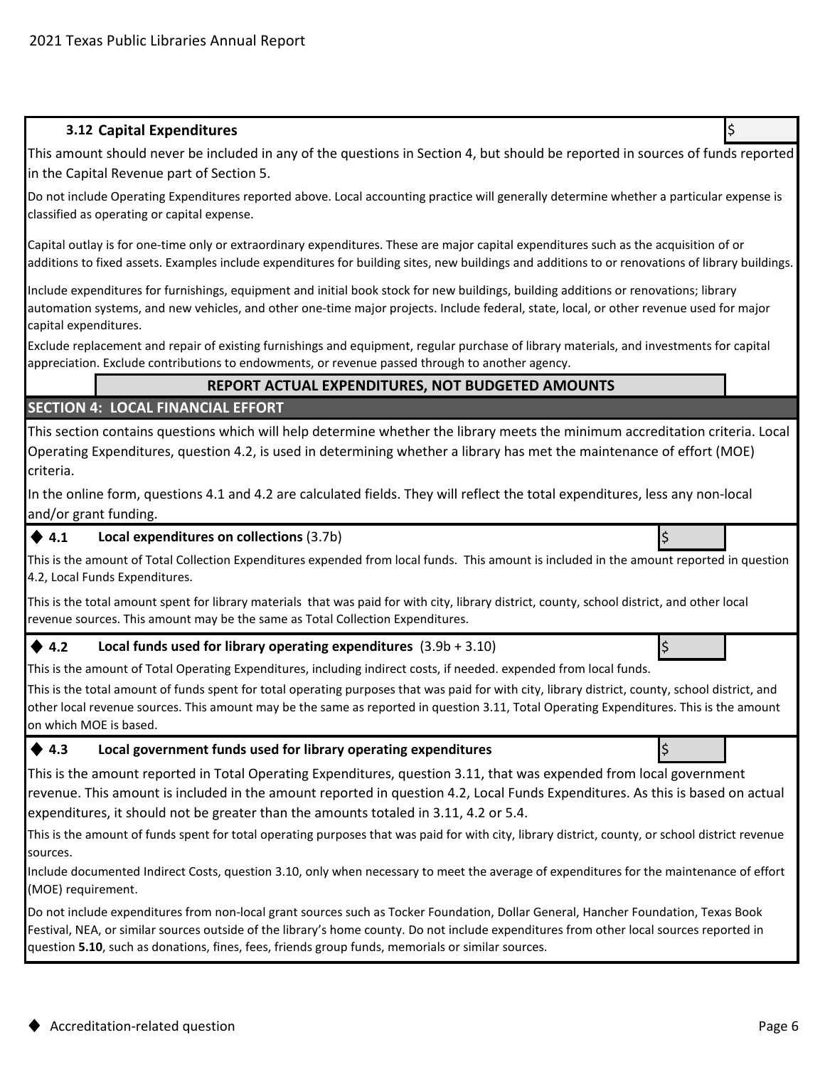**3.12 Capital Expenditures** $

This amount should never be included in any of the questions in Section 4, but should be reported in sources of funds reported in the Capital Revenue part of Section 5.

Do not include Operating Expenditures reported above. Local accounting practice will generally determine whether a particular expense is classified as operating or capital expense.

Capital outlay is for one-time only or extraordinary expenditures. These are major capital expenditures such as the acquisition of or additions to fixed assets. Examples include expenditures for building sites, new buildings and additions to or renovations of library buildings.

Include expenditures for furnishings, equipment and initial book stock for new buildings, building additions or renovations; library automation systems, and new vehicles, and other one-time major projects. Include federal, state, local, or other revenue used for major capital expenditures.

Exclude replacement and repair of existing furnishings and equipment, regular purchase of library materials, and investments for capital appreciation. Exclude contributions to endowments, or revenue passed through to another agency.

**REPORT ACTUAL EXPENDITURES, NOT BUDGETED AMOUNTS**

## SECTION 4: LOCAL FINANCIAL EFFORT

This section contains questions which will help determine whether the library meets the minimum accreditation criteria. Local Operating Expenditures, question 4.2, is used in determining whether a library has met the maintenance of effort (MOE) criteria.

In the online form, questions 4.1 and 4.2 are calculated fields. They will reflect the total expenditures, less any non-local and/or grant funding.

◆ **4.1 Local expenditures on collections** (3.7b) $

This is the amount of Total Collection Expenditures expended from local funds. This amount is included in the amount reported in question 4.2, Local Funds Expenditures.

This is the total amount spent for library materials that was paid for with city, library district, county, school district, and other local revenue sources. This amount may be the same as Total Collection Expenditures.

◆ **4.2 Local funds used for library operating expenditures** (3.9b + 3.10) $

This is the amount of Total Operating Expenditures, including indirect costs, if needed. expended from local funds.

This is the total amount of funds spent for total operating purposes that was paid for with city, library district, county, school district, and other local revenue sources. This amount may be the same as reported in question 3.11, Total Operating Expenditures. This is the amount on which MOE is based.

◆ **4.3 Local government funds used for library operating expenditures** $

This is the amount reported in Total Operating Expenditures, question 3.11, that was expended from local government revenue. This amount is included in the amount reported in question 4.2, Local Funds Expenditures. As this is based on actual expenditures, it should not be greater than the amounts totaled in 3.11, 4.2 or 5.4.

This is the amount of funds spent for total operating purposes that was paid for with city, library district, county, or school district revenue sources.

Include documented Indirect Costs, question 3.10, only when necessary to meet the average of expenditures for the maintenance of effort (MOE) requirement.

Do not include expenditures from non-local grant sources such as Tocker Foundation, Dollar General, Hancher Foundation, Texas Book Festival, NEA, or similar sources outside of the library's home county. Do not include expenditures from other local sources reported in question **5.10**, such as donations, fines, fees, friends group funds, memorials or similar sources.

◆ Accreditation-related question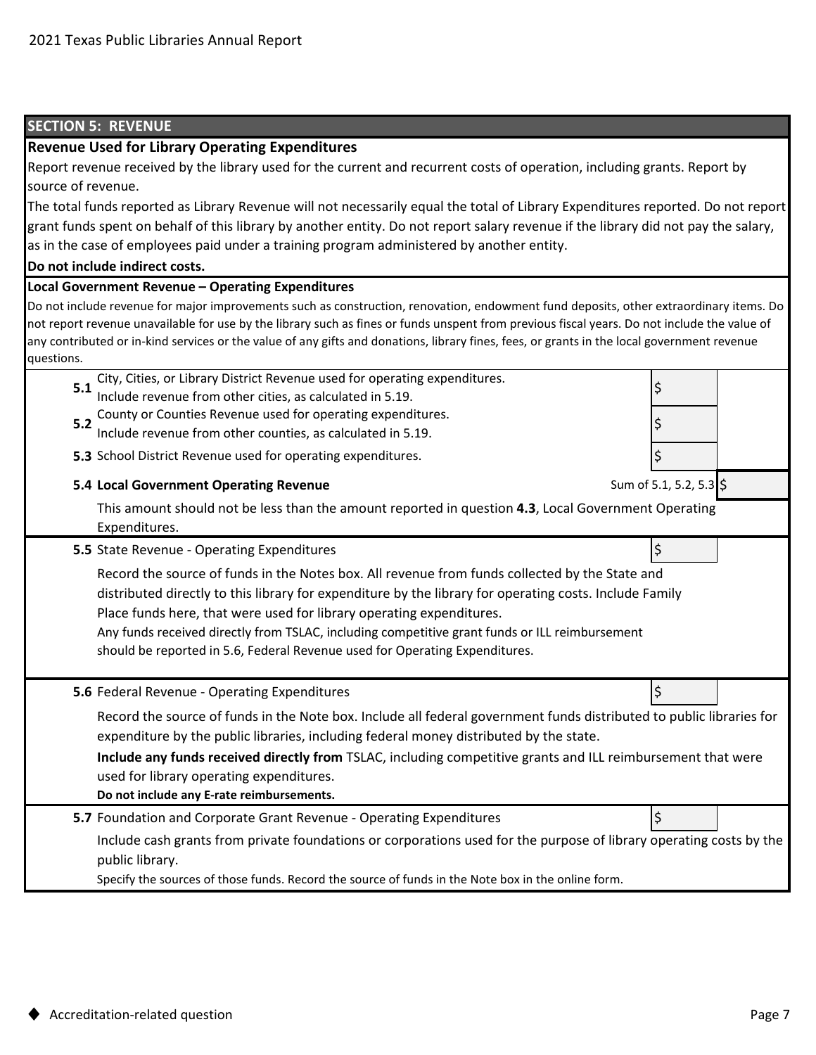## SECTION 5: REVENUE

### Revenue Used for Library Operating Expenditures

Report revenue received by the library used for the current and recurrent costs of operation, including grants. Report by source of revenue.

The total funds reported as Library Revenue will not necessarily equal the total of Library Expenditures reported. Do not report grant funds spent on behalf of this library by another entity. Do not report salary revenue if the library did not pay the salary, as in the case of employees paid under a training program administered by another entity.

**Do not include indirect costs.**

**Local Government Revenue – Operating Expenditures**

Do not include revenue for major improvements such as construction, renovation, endowment fund deposits, other extraordinary items. Do not report revenue unavailable for use by the library such as fines or funds unspent from previous fiscal years. Do not include the value of any contributed or in-kind services or the value of any gifts and donations, library fines, fees, or grants in the local government revenue questions.

| | | | |
|---|---|---|---|
| **5.1** | City, Cities, or Library District Revenue used for operating expenditures. Include revenue from other cities, as calculated in 5.19. | $ | |
| **5.2** | County or Counties Revenue used for operating expenditures. Include revenue from other counties, as calculated in 5.19. | $ | |
| **5.3** | School District Revenue used for operating expenditures. | $ | |
| **5.4** | **Local Government Operating Revenue** | Sum of 5.1, 5.2, 5.3 | $ |

This amount should not be less than the amount reported in question **4.3**, Local Government Operating Expenditures.

**5.5** State Revenue - Operating Expenditures $

Record the source of funds in the Notes box. All revenue from funds collected by the State and distributed directly to this library for expenditure by the library for operating costs. Include Family Place funds here, that were used for library operating expenditures.
Any funds received directly from TSLAC, including competitive grant funds or ILL reimbursement should be reported in 5.6, Federal Revenue used for Operating Expenditures.

**5.6** Federal Revenue - Operating Expenditures $

Record the source of funds in the Note box. Include all federal government funds distributed to public libraries for expenditure by the public libraries, including federal money distributed by the state.

**Include any funds received directly from** TSLAC, including competitive grants and ILL reimbursement that were used for library operating expenditures.

**Do not include any E-rate reimbursements.**

**5.7** Foundation and Corporate Grant Revenue - Operating Expenditures $

Include cash grants from private foundations or corporations used for the purpose of library operating costs by the public library.

Specify the sources of those funds. Record the source of funds in the Note box in the online form.

◆ Accreditation-related question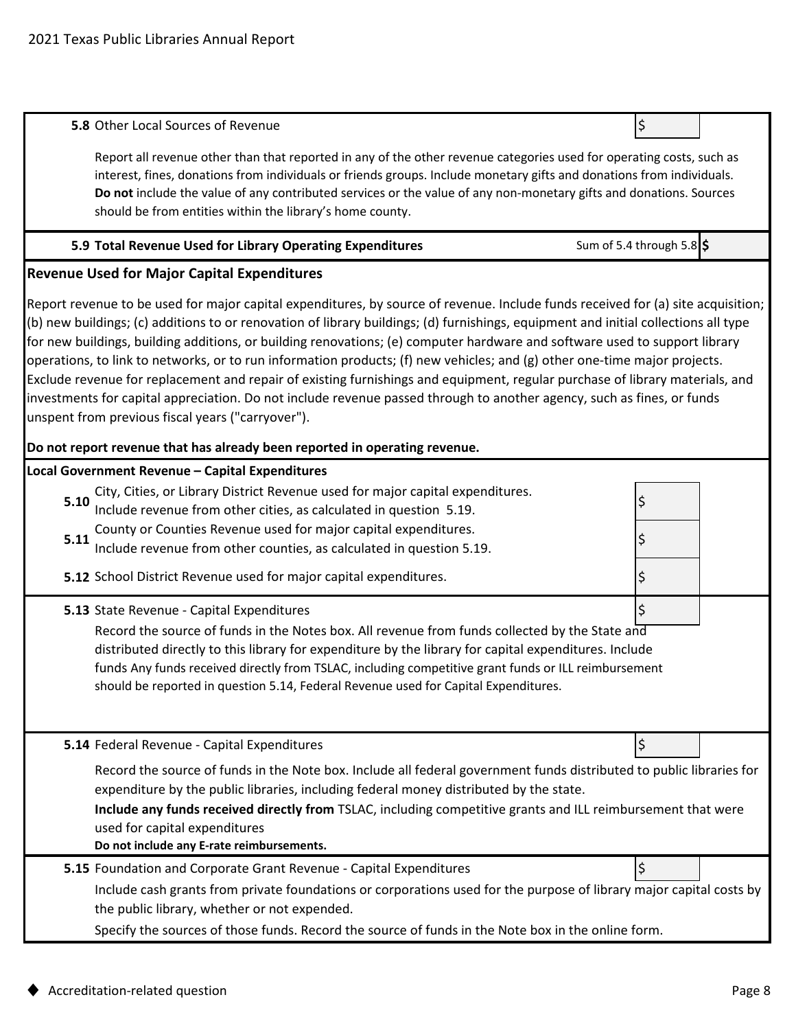**5.8** Other Local Sources of Revenue $

Report all revenue other than that reported in any of the other revenue categories used for operating costs, such as interest, fines, donations from individuals or friends groups. Include monetary gifts and donations from individuals. **Do not** include the value of any contributed services or the value of any non-monetary gifts and donations. Sources should be from entities within the library's home county.

**5.9 Total Revenue Used for Library Operating Expenditures** Sum of 5.4 through 5.8 **$**

## Revenue Used for Major Capital Expenditures

Report revenue to be used for major capital expenditures, by source of revenue. Include funds received for (a) site acquisition; (b) new buildings; (c) additions to or renovation of library buildings; (d) furnishings, equipment and initial collections all type for new buildings, building additions, or building renovations; (e) computer hardware and software used to support library operations, to link to networks, or to run information products; (f) new vehicles; and (g) other one-time major projects. Exclude revenue for replacement and repair of existing furnishings and equipment, regular purchase of library materials, and investments for capital appreciation. Do not include revenue passed through to another agency, such as fines, or funds unspent from previous fiscal years ("carryover").

**Do not report revenue that has already been reported in operating revenue.**

**Local Government Revenue – Capital Expenditures**

**5.10** City, Cities, or Library District Revenue used for major capital expenditures. Include revenue from other cities, as calculated in question 5.19. $

**5.11** County or Counties Revenue used for major capital expenditures. Include revenue from other counties, as calculated in question 5.19. $

**5.12** School District Revenue used for major capital expenditures. $

**5.13** State Revenue - Capital Expenditures $

Record the source of funds in the Notes box. All revenue from funds collected by the State and distributed directly to this library for expenditure by the library for capital expenditures. Include funds Any funds received directly from TSLAC, including competitive grant funds or ILL reimbursement should be reported in question 5.14, Federal Revenue used for Capital Expenditures.

**5.14** Federal Revenue - Capital Expenditures $

Record the source of funds in the Note box. Include all federal government funds distributed to public libraries for expenditure by the public libraries, including federal money distributed by the state.

**Include any funds received directly from** TSLAC, including competitive grants and ILL reimbursement that were used for capital expenditures

**Do not include any E-rate reimbursements.**

**5.15** Foundation and Corporate Grant Revenue - Capital Expenditures $

Include cash grants from private foundations or corporations used for the purpose of library major capital costs by the public library, whether or not expended.

Specify the sources of those funds. Record the source of funds in the Note box in the online form.

◆ Accreditation-related question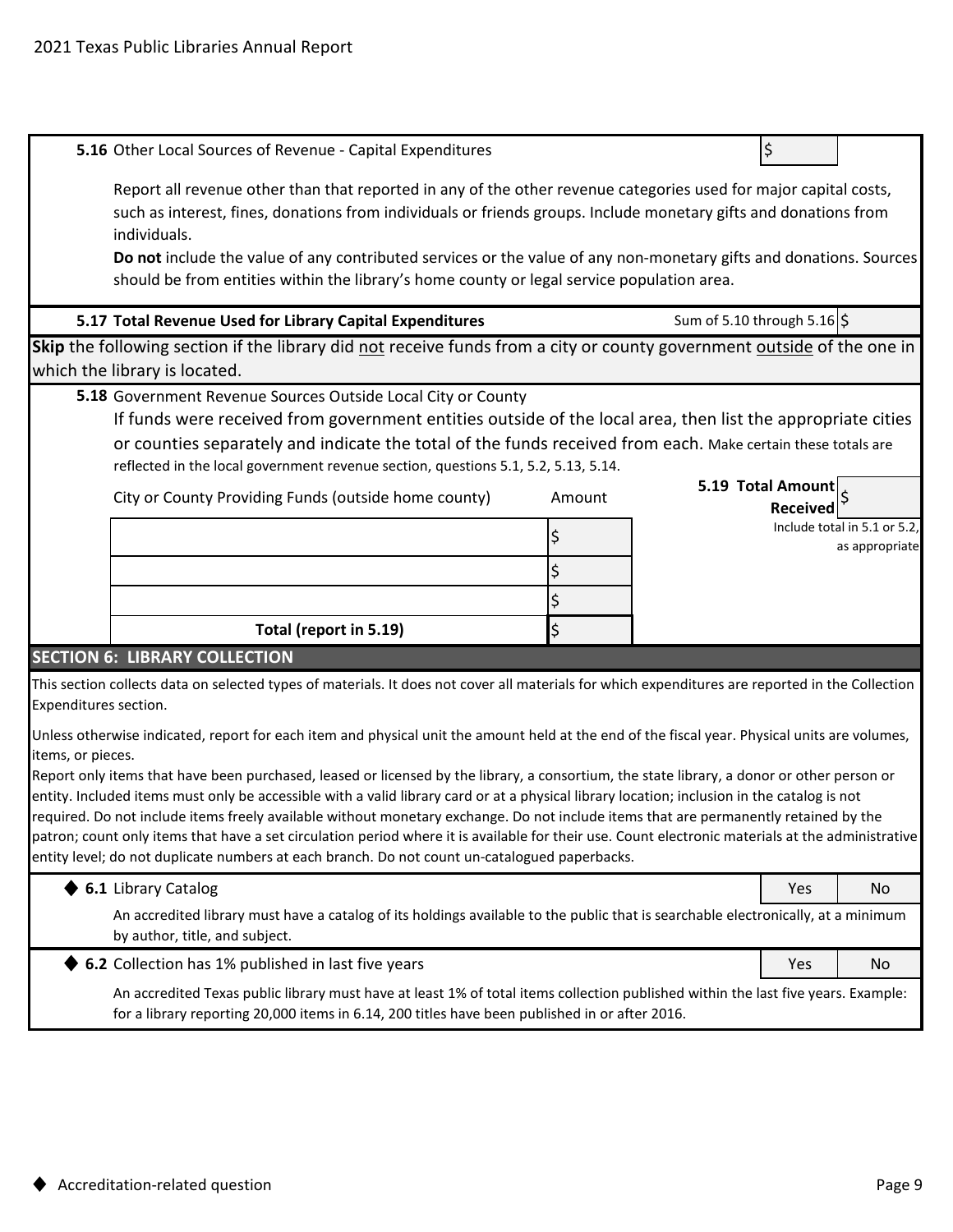**5.16** Other Local Sources of Revenue - Capital Expenditures $

Report all revenue other than that reported in any of the other revenue categories used for major capital costs, such as interest, fines, donations from individuals or friends groups. Include monetary gifts and donations from individuals.

**Do not** include the value of any contributed services or the value of any non-monetary gifts and donations. Sources should be from entities within the library's home county or legal service population area.

**5.17 Total Revenue Used for Library Capital Expenditures** — Sum of 5.10 through 5.16 $

**Skip** the following section if the library did not receive funds from a city or county government outside of the one in which the library is located.

**5.18** Government Revenue Sources Outside Local City or County

If funds were received from government entities outside of the local area, then list the appropriate cities or counties separately and indicate the total of the funds received from each. Make certain these totals are reflected in the local government revenue section, questions 5.1, 5.2, 5.13, 5.14.

| City or County Providing Funds (outside home county) | Amount |
|---|---|
| | $ |
| | $ |
| | $ |
| **Total (report in 5.19)** | $ |

**5.19 Total Amount Received** $

Include total in 5.1 or 5.2, as appropriate

## SECTION 6: LIBRARY COLLECTION

This section collects data on selected types of materials. It does not cover all materials for which expenditures are reported in the Collection Expenditures section.

Unless otherwise indicated, report for each item and physical unit the amount held at the end of the fiscal year. Physical units are volumes, items, or pieces.

Report only items that have been purchased, leased or licensed by the library, a consortium, the state library, a donor or other person or entity. Included items must only be accessible with a valid library card or at a physical library location; inclusion in the catalog is not required. Do not include items freely available without monetary exchange. Do not include items that are permanently retained by the patron; count only items that have a set circulation period where it is available for their use. Count electronic materials at the administrative entity level; do not duplicate numbers at each branch. Do not count un-catalogued paperbacks.

◆ **6.1** Library Catalog — Yes / No

An accredited library must have a catalog of its holdings available to the public that is searchable electronically, at a minimum by author, title, and subject.

◆ **6.2** Collection has 1% published in last five years — Yes / No

An accredited Texas public library must have at least 1% of total items collection published within the last five years. Example: for a library reporting 20,000 items in 6.14, 200 titles have been published in or after 2016.

◆ Accreditation-related question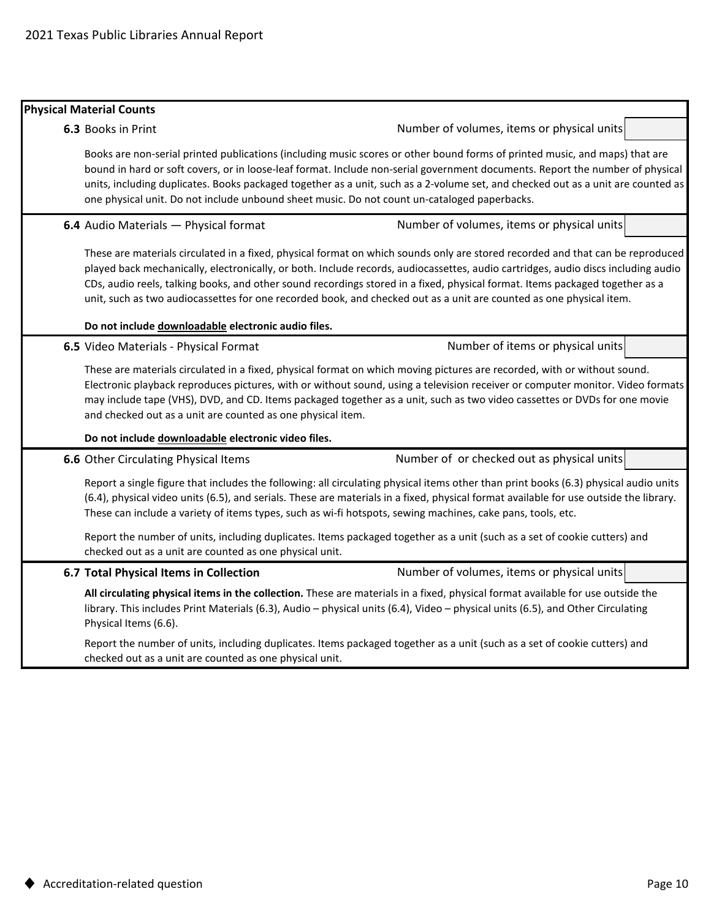## Physical Material Counts

**6.3** Books in Print — Number of volumes, items or physical units

Books are non-serial printed publications (including music scores or other bound forms of printed music, and maps) that are bound in hard or soft covers, or in loose-leaf format. Include non-serial government documents. Report the number of physical units, including duplicates. Books packaged together as a unit, such as a 2-volume set, and checked out as a unit are counted as one physical unit. Do not include unbound sheet music. Do not count un-cataloged paperbacks.

**6.4** Audio Materials — Physical format — Number of volumes, items or physical units

These are materials circulated in a fixed, physical format on which sounds only are stored recorded and that can be reproduced played back mechanically, electronically, or both. Include records, audiocassettes, audio cartridges, audio discs including audio CDs, audio reels, talking books, and other sound recordings stored in a fixed, physical format. Items packaged together as a unit, such as two audiocassettes for one recorded book, and checked out as a unit are counted as one physical item.

**Do not include downloadable electronic audio files.**

**6.5** Video Materials - Physical Format — Number of items or physical units

These are materials circulated in a fixed, physical format on which moving pictures are recorded, with or without sound. Electronic playback reproduces pictures, with or without sound, using a television receiver or computer monitor. Video formats may include tape (VHS), DVD, and CD. Items packaged together as a unit, such as two video cassettes or DVDs for one movie and checked out as a unit are counted as one physical item.

**Do not include downloadable electronic video files.**

**6.6** Other Circulating Physical Items — Number of or checked out as physical units

Report a single figure that includes the following: all circulating physical items other than print books (6.3) physical audio units (6.4), physical video units (6.5), and serials. These are materials in a fixed, physical format available for use outside the library. These can include a variety of items types, such as wi-fi hotspots, sewing machines, cake pans, tools, etc.

Report the number of units, including duplicates. Items packaged together as a unit (such as a set of cookie cutters) and checked out as a unit are counted as one physical unit.

**6.7 Total Physical Items in Collection** — Number of volumes, items or physical units

**All circulating physical items in the collection.** These are materials in a fixed, physical format available for use outside the library. This includes Print Materials (6.3), Audio – physical units (6.4), Video – physical units (6.5), and Other Circulating Physical Items (6.6).

Report the number of units, including duplicates. Items packaged together as a unit (such as a set of cookie cutters) and checked out as a unit are counted as one physical unit.

◆ Accreditation-related question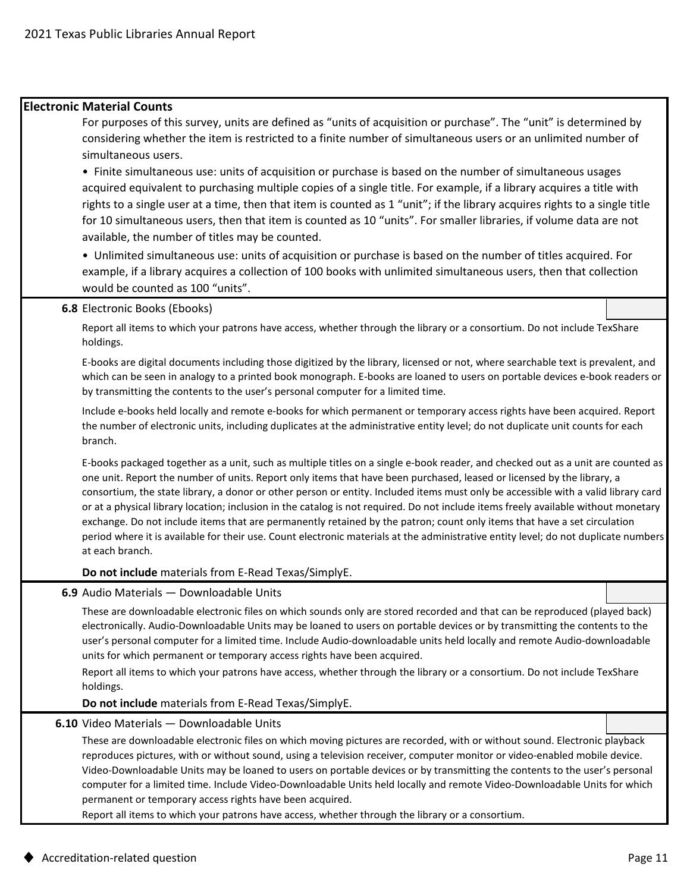## Electronic Material Counts

For purposes of this survey, units are defined as "units of acquisition or purchase". The "unit" is determined by considering whether the item is restricted to a finite number of simultaneous users or an unlimited number of simultaneous users.

- Finite simultaneous use: units of acquisition or purchase is based on the number of simultaneous usages acquired equivalent to purchasing multiple copies of a single title. For example, if a library acquires a title with rights to a single user at a time, then that item is counted as 1 "unit"; if the library acquires rights to a single title for 10 simultaneous users, then that item is counted as 10 "units". For smaller libraries, if volume data are not available, the number of titles may be counted.
- Unlimited simultaneous use: units of acquisition or purchase is based on the number of titles acquired. For example, if a library acquires a collection of 100 books with unlimited simultaneous users, then that collection would be counted as 100 "units".

**6.8** Electronic Books (Ebooks)

Report all items to which your patrons have access, whether through the library or a consortium. Do not include TexShare holdings.

E-books are digital documents including those digitized by the library, licensed or not, where searchable text is prevalent, and which can be seen in analogy to a printed book monograph. E-books are loaned to users on portable devices e-book readers or by transmitting the contents to the user's personal computer for a limited time.

Include e-books held locally and remote e-books for which permanent or temporary access rights have been acquired. Report the number of electronic units, including duplicates at the administrative entity level; do not duplicate unit counts for each branch.

E-books packaged together as a unit, such as multiple titles on a single e-book reader, and checked out as a unit are counted as one unit. Report the number of units. Report only items that have been purchased, leased or licensed by the library, a consortium, the state library, a donor or other person or entity. Included items must only be accessible with a valid library card or at a physical library location; inclusion in the catalog is not required. Do not include items freely available without monetary exchange. Do not include items that are permanently retained by the patron; count only items that have a set circulation period where it is available for their use. Count electronic materials at the administrative entity level; do not duplicate numbers at each branch.

**Do not include** materials from E-Read Texas/SimplyE.

**6.9** Audio Materials — Downloadable Units

These are downloadable electronic files on which sounds only are stored recorded and that can be reproduced (played back) electronically. Audio-Downloadable Units may be loaned to users on portable devices or by transmitting the contents to the user's personal computer for a limited time. Include Audio-downloadable units held locally and remote Audio-downloadable units for which permanent or temporary access rights have been acquired.

Report all items to which your patrons have access, whether through the library or a consortium. Do not include TexShare holdings.

**Do not include** materials from E-Read Texas/SimplyE.

**6.10** Video Materials — Downloadable Units

These are downloadable electronic files on which moving pictures are recorded, with or without sound. Electronic playback reproduces pictures, with or without sound, using a television receiver, computer monitor or video-enabled mobile device. Video-Downloadable Units may be loaned to users on portable devices or by transmitting the contents to the user's personal computer for a limited time. Include Video-Downloadable Units held locally and remote Video-Downloadable Units for which permanent or temporary access rights have been acquired.

Report all items to which your patrons have access, whether through the library or a consortium.

◆ Accreditation-related question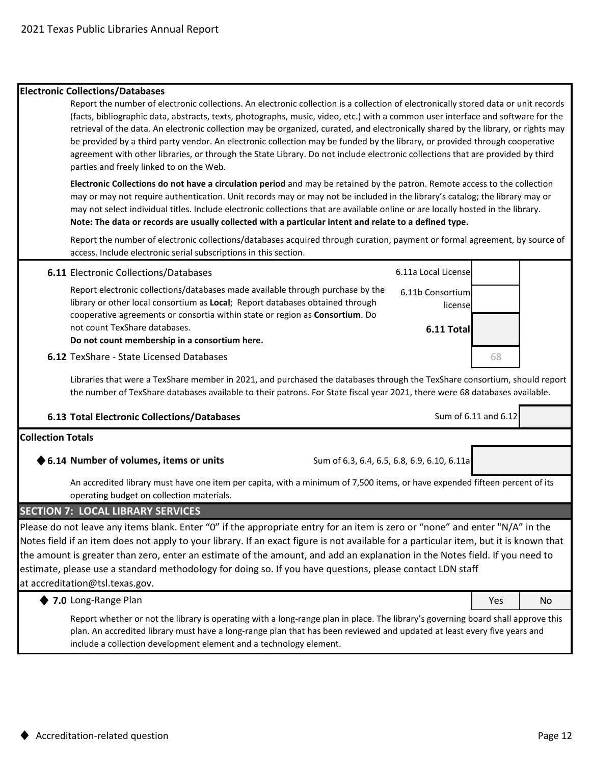**Electronic Collections/Databases**

Report the number of electronic collections. An electronic collection is a collection of electronically stored data or unit records (facts, bibliographic data, abstracts, texts, photographs, music, video, etc.) with a common user interface and software for the retrieval of the data. An electronic collection may be organized, curated, and electronically shared by the library, or rights may be provided by a third party vendor. An electronic collection may be funded by the library, or provided through cooperative agreement with other libraries, or through the State Library. Do not include electronic collections that are provided by third parties and freely linked to on the Web.

**Electronic Collections do not have a circulation period** and may be retained by the patron. Remote access to the collection may or may not require authentication. Unit records may or may not be included in the library's catalog; the library may or may not select individual titles. Include electronic collections that are available online or are locally hosted in the library. **Note: The data or records are usually collected with a particular intent and relate to a defined type.**

Report the number of electronic collections/databases acquired through curation, payment or formal agreement, by source of access. Include electronic serial subscriptions in this section.

**6.11** Electronic Collections/Databases

| | |
|---|---|
| 6.11a Local License | |
| 6.11b Consortium license | |
| **6.11 Total** | |

Report electronic collections/databases made available through purchase by the library or other local consortium as **Local**; Report databases obtained through cooperative agreements or consortia within state or region as **Consortium**. Do not count TexShare databases.
**Do not count membership in a consortium here.**

**6.12** TexShare - State Licensed Databases: 68

Libraries that were a TexShare member in 2021, and purchased the databases through the TexShare consortium, should report the number of TexShare databases available to their patrons. For State fiscal year 2021, there were 68 databases available.

**6.13 Total Electronic Collections/Databases** — Sum of 6.11 and 6.12

**Collection Totals**

◆ **6.14 Number of volumes, items or units** — Sum of 6.3, 6.4, 6.5, 6.8, 6.9, 6.10, 6.11a

An accredited library must have one item per capita, with a minimum of 7,500 items, or have expended fifteen percent of its operating budget on collection materials.

## SECTION 7: LOCAL LIBRARY SERVICES

Please do not leave any items blank. Enter "0" if the appropriate entry for an item is zero or "none" and enter "N/A" in the Notes field if an item does not apply to your library. If an exact figure is not available for a particular item, but it is known that the amount is greater than zero, enter an estimate of the amount, and add an explanation in the Notes field. If you need to estimate, please use a standard methodology for doing so. If you have questions, please contact LDN staff at accreditation@tsl.texas.gov.

◆ **7.0** Long-Range Plan — Yes / No

Report whether or not the library is operating with a long-range plan in place. The library's governing board shall approve this plan. An accredited library must have a long-range plan that has been reviewed and updated at least every five years and include a collection development element and a technology element.

◆ Accreditation-related question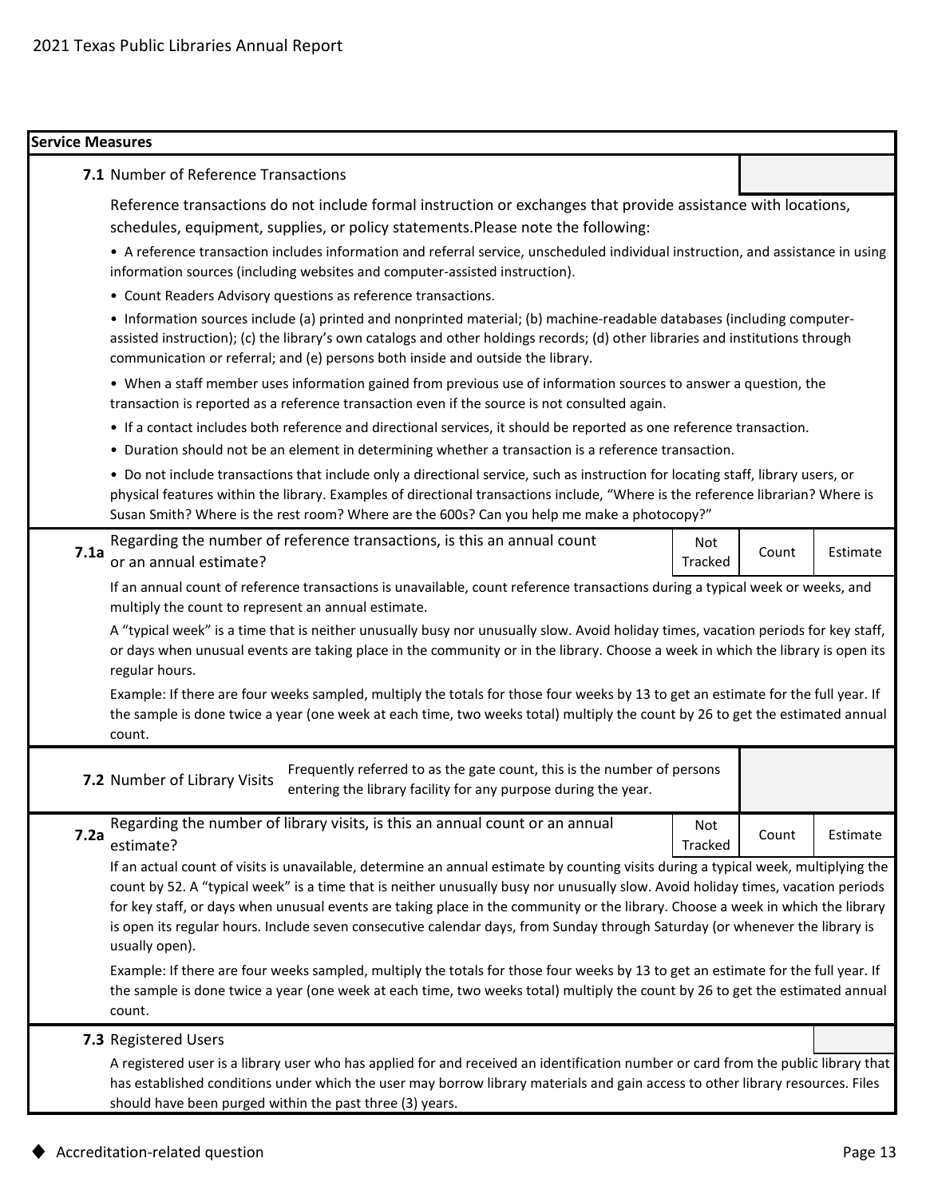## Service Measures

**7.1** Number of Reference Transactions

Reference transactions do not include formal instruction or exchanges that provide assistance with locations, schedules, equipment, supplies, or policy statements.Please note the following:

- A reference transaction includes information and referral service, unscheduled individual instruction, and assistance in using information sources (including websites and computer-assisted instruction).
- Count Readers Advisory questions as reference transactions.
- Information sources include (a) printed and nonprinted material; (b) machine-readable databases (including computer-assisted instruction); (c) the library's own catalogs and other holdings records; (d) other libraries and institutions through communication or referral; and (e) persons both inside and outside the library.
- When a staff member uses information gained from previous use of information sources to answer a question, the transaction is reported as a reference transaction even if the source is not consulted again.
- If a contact includes both reference and directional services, it should be reported as one reference transaction.
- Duration should not be an element in determining whether a transaction is a reference transaction.
- Do not include transactions that include only a directional service, such as instruction for locating staff, library users, or physical features within the library. Examples of directional transactions include, "Where is the reference librarian? Where is Susan Smith? Where is the rest room? Where are the 600s? Can you help me make a photocopy?"

**7.1a** Regarding the number of reference transactions, is this an annual count or an annual estimate?

| Not Tracked | Count | Estimate |
|---|---|---|

If an annual count of reference transactions is unavailable, count reference transactions during a typical week or weeks, and multiply the count to represent an annual estimate.

A "typical week" is a time that is neither unusually busy nor unusually slow. Avoid holiday times, vacation periods for key staff, or days when unusual events are taking place in the community or in the library. Choose a week in which the library is open its regular hours.

Example: If there are four weeks sampled, multiply the totals for those four weeks by 13 to get an estimate for the full year. If the sample is done twice a year (one week at each time, two weeks total) multiply the count by 26 to get the estimated annual count.

**7.2** Number of Library Visits

Frequently referred to as the gate count, this is the number of persons entering the library facility for any purpose during the year.

**7.2a** Regarding the number of library visits, is this an annual count or an annual estimate?

| Not Tracked | Count | Estimate |
|---|---|---|

If an actual count of visits is unavailable, determine an annual estimate by counting visits during a typical week, multiplying the count by 52. A "typical week" is a time that is neither unusually busy nor unusually slow. Avoid holiday times, vacation periods for key staff, or days when unusual events are taking place in the community or the library. Choose a week in which the library is open its regular hours. Include seven consecutive calendar days, from Sunday through Saturday (or whenever the library is usually open).

Example: If there are four weeks sampled, multiply the totals for those four weeks by 13 to get an estimate for the full year. If the sample is done twice a year (one week at each time, two weeks total) multiply the count by 26 to get the estimated annual count.

**7.3** Registered Users

A registered user is a library user who has applied for and received an identification number or card from the public library that has established conditions under which the user may borrow library materials and gain access to other library resources. Files should have been purged within the past three (3) years.

◆ Accreditation-related question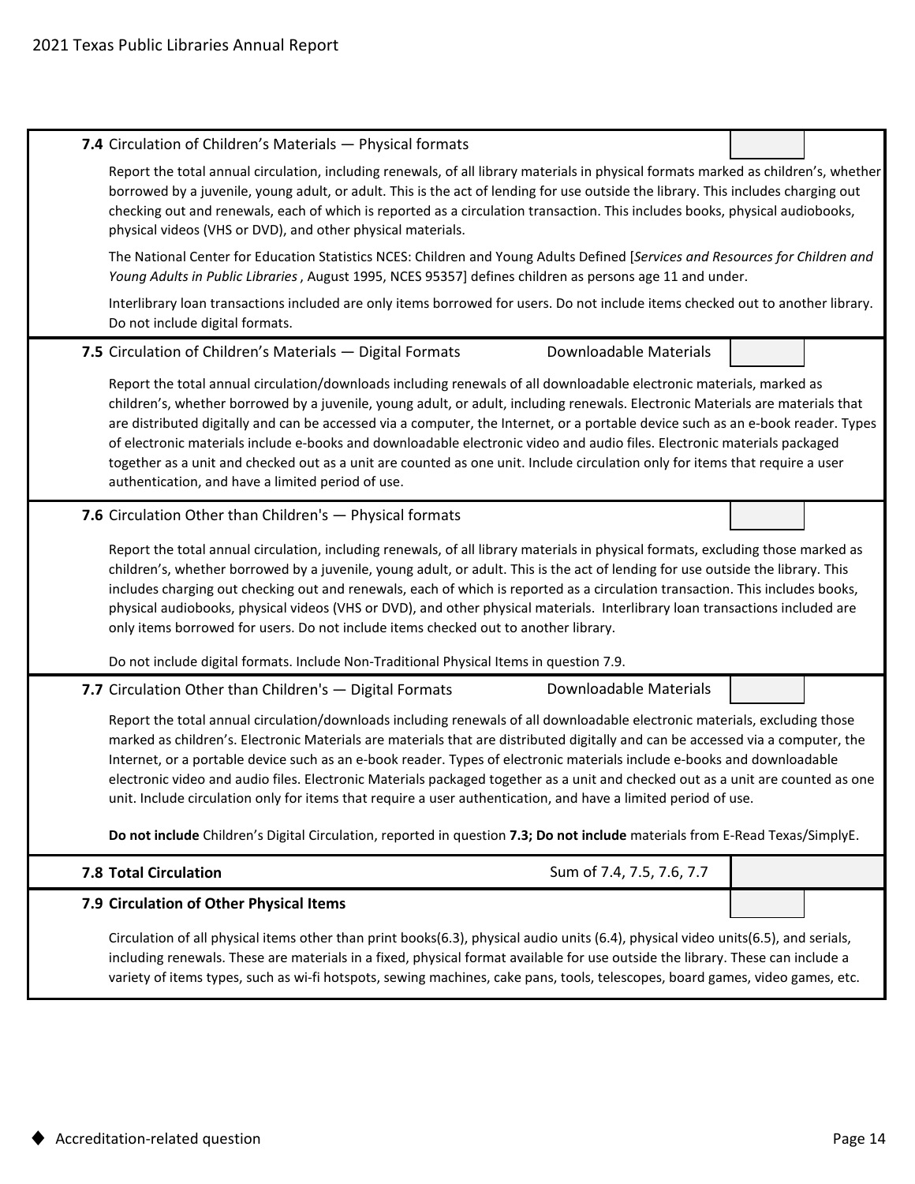**7.4** Circulation of Children's Materials — Physical formats

Report the total annual circulation, including renewals, of all library materials in physical formats marked as children's, whether borrowed by a juvenile, young adult, or adult. This is the act of lending for use outside the library. This includes charging out checking out and renewals, each of which is reported as a circulation transaction. This includes books, physical audiobooks, physical videos (VHS or DVD), and other physical materials.

The National Center for Education Statistics NCES: Children and Young Adults Defined [*Services and Resources for Children and Young Adults in Public Libraries*, August 1995, NCES 95357] defines children as persons age 11 and under.

Interlibrary loan transactions included are only items borrowed for users. Do not include items checked out to another library. Do not include digital formats.

**7.5** Circulation of Children's Materials — Digital Formats — Downloadable Materials

Report the total annual circulation/downloads including renewals of all downloadable electronic materials, marked as children's, whether borrowed by a juvenile, young adult, or adult, including renewals. Electronic Materials are materials that are distributed digitally and can be accessed via a computer, the Internet, or a portable device such as an e-book reader. Types of electronic materials include e-books and downloadable electronic video and audio files. Electronic materials packaged together as a unit and checked out as a unit are counted as one unit. Include circulation only for items that require a user authentication, and have a limited period of use.

**7.6** Circulation Other than Children's — Physical formats

Report the total annual circulation, including renewals, of all library materials in physical formats, excluding those marked as children's, whether borrowed by a juvenile, young adult, or adult. This is the act of lending for use outside the library. This includes charging out checking out and renewals, each of which is reported as a circulation transaction. This includes books, physical audiobooks, physical videos (VHS or DVD), and other physical materials. Interlibrary loan transactions included are only items borrowed for users. Do not include items checked out to another library.

Do not include digital formats. Include Non-Traditional Physical Items in question 7.9.

**7.7** Circulation Other than Children's — Digital Formats — Downloadable Materials

Report the total annual circulation/downloads including renewals of all downloadable electronic materials, excluding those marked as children's. Electronic Materials are materials that are distributed digitally and can be accessed via a computer, the Internet, or a portable device such as an e-book reader. Types of electronic materials include e-books and downloadable electronic video and audio files. Electronic Materials packaged together as a unit and checked out as a unit are counted as one unit. Include circulation only for items that require a user authentication, and have a limited period of use.

**Do not include** Children's Digital Circulation, reported in question **7.3; Do not include** materials from E-Read Texas/SimplyE.

**7.8 Total Circulation** — Sum of 7.4, 7.5, 7.6, 7.7

**7.9 Circulation of Other Physical Items**

Circulation of all physical items other than print books(6.3), physical audio units (6.4), physical video units(6.5), and serials, including renewals. These are materials in a fixed, physical format available for use outside the library. These can include a variety of items types, such as wi-fi hotspots, sewing machines, cake pans, tools, telescopes, board games, video games, etc.

◆ Accreditation-related question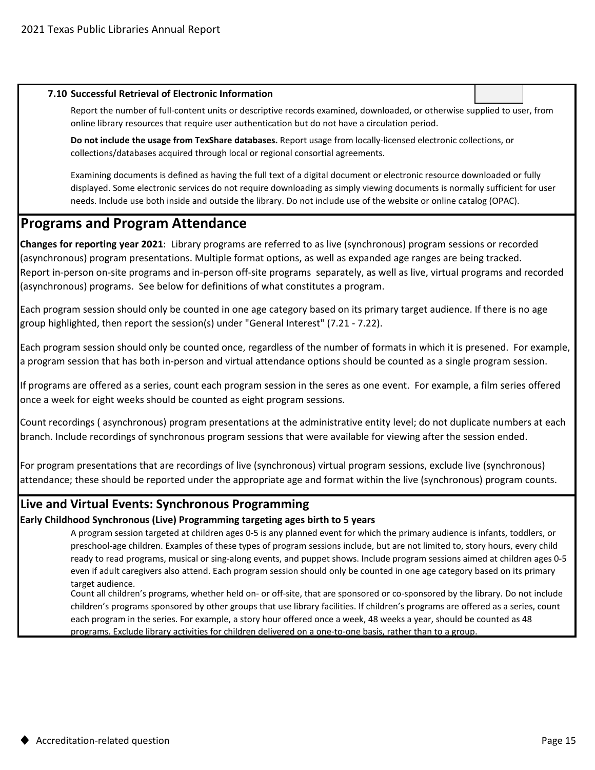**7.10 Successful Retrieval of Electronic Information**

Report the number of full-content units or descriptive records examined, downloaded, or otherwise supplied to user, from online library resources that require user authentication but do not have a circulation period.

**Do not include the usage from TexShare databases.** Report usage from locally-licensed electronic collections, or collections/databases acquired through local or regional consortial agreements.

Examining documents is defined as having the full text of a digital document or electronic resource downloaded or fully displayed. Some electronic services do not require downloading as simply viewing documents is normally sufficient for user needs. Include use both inside and outside the library. Do not include use of the website or online catalog (OPAC).

## Programs and Program Attendance

**Changes for reporting year 2021**: Library programs are referred to as live (synchronous) program sessions or recorded (asynchronous) program presentations. Multiple format options, as well as expanded age ranges are being tracked. Report in-person on-site programs and in-person off-site programs separately, as well as live, virtual programs and recorded (asynchronous) programs. See below for definitions of what constitutes a program.

Each program session should only be counted in one age category based on its primary target audience. If there is no age group highlighted, then report the session(s) under "General Interest" (7.21 - 7.22).

Each program session should only be counted once, regardless of the number of formats in which it is presened. For example, a program session that has both in-person and virtual attendance options should be counted as a single program session.

If programs are offered as a series, count each program session in the seres as one event. For example, a film series offered once a week for eight weeks should be counted as eight program sessions.

Count recordings ( asynchronous) program presentations at the administrative entity level; do not duplicate numbers at each branch. Include recordings of synchronous program sessions that were available for viewing after the session ended.

For program presentations that are recordings of live (synchronous) virtual program sessions, exclude live (synchronous) attendance; these should be reported under the appropriate age and format within the live (synchronous) program counts.

## Live and Virtual Events: Synchronous Programming

**Early Childhood Synchronous (Live) Programming targeting ages birth to 5 years**

A program session targeted at children ages 0-5 is any planned event for which the primary audience is infants, toddlers, or preschool-age children. Examples of these types of program sessions include, but are not limited to, story hours, every child ready to read programs, musical or sing-along events, and puppet shows. Include program sessions aimed at children ages 0-5 even if adult caregivers also attend. Each program session should only be counted in one age category based on its primary target audience.

Count all children's programs, whether held on- or off-site, that are sponsored or co-sponsored by the library. Do not include children's programs sponsored by other groups that use library facilities. If children's programs are offered as a series, count each program in the series. For example, a story hour offered once a week, 48 weeks a year, should be counted as 48 programs. Exclude library activities for children delivered on a one-to-one basis, rather than to a group.

◆ Accreditation-related question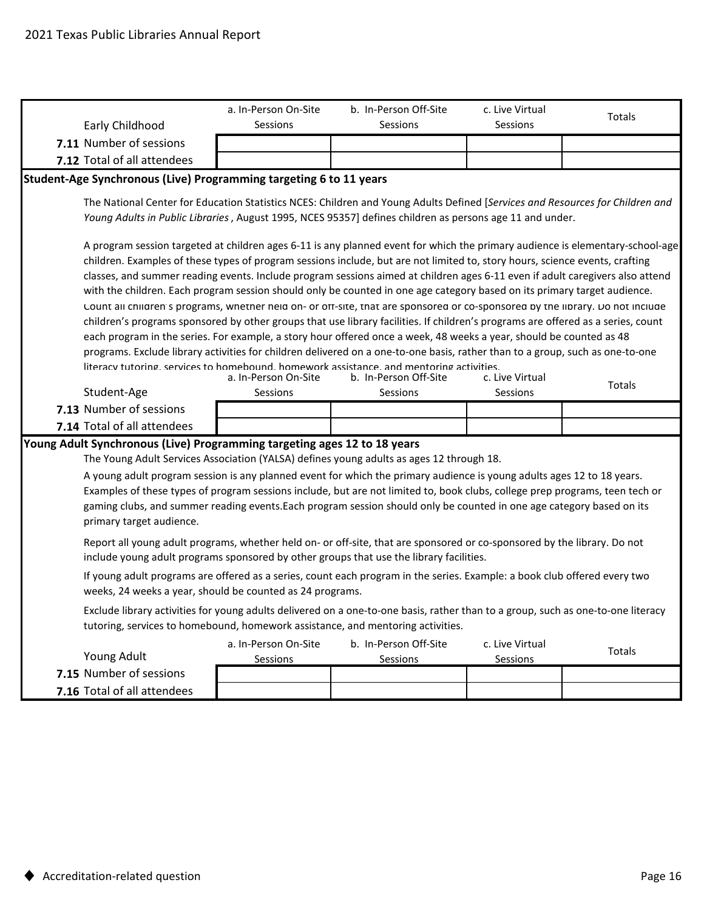| Early Childhood | a. In-Person On-Site Sessions | b. In-Person Off-Site Sessions | c. Live Virtual Sessions | Totals |
|---|---|---|---|---|
| **7.11** Number of sessions | | | | |
| **7.12** Total of all attendees | | | | |

**Student-Age Synchronous (Live) Programming targeting 6 to 11 years**

The National Center for Education Statistics NCES: Children and Young Adults Defined [*Services and Resources for Children and Young Adults in Public Libraries* , August 1995, NCES 95357] defines children as persons age 11 and under.

A program session targeted at children ages 6-11 is any planned event for which the primary audience is elementary-school-age children. Examples of these types of program sessions include, but are not limited to, story hours, science events, crafting classes, and summer reading events. Include program sessions aimed at children ages 6-11 even if adult caregivers also attend with the children. Each program session should only be counted in one age category based on its primary target audience. Count all children's programs, whether held on- or off-site, that are sponsored or co-sponsored by the library. Do not include children's programs sponsored by other groups that use library facilities. If children's programs are offered as a series, count each program in the series. For example, a story hour offered once a week, 48 weeks a year, should be counted as 48 programs. Exclude library activities for children delivered on a one-to-one basis, rather than to a group, such as one-to-one literacy tutoring, services to homebound, homework assistance, and mentoring activities.

| Student-Age | a. In-Person On-Site Sessions | b. In-Person Off-Site Sessions | c. Live Virtual Sessions | Totals |
|---|---|---|---|---|
| **7.13** Number of sessions | | | | |
| **7.14** Total of all attendees | | | | |

**Young Adult Synchronous (Live) Programming targeting ages 12 to 18 years**

The Young Adult Services Association (YALSA) defines young adults as ages 12 through 18.

A young adult program session is any planned event for which the primary audience is young adults ages 12 to 18 years. Examples of these types of program sessions include, but are not limited to, book clubs, college prep programs, teen tech or gaming clubs, and summer reading events.Each program session should only be counted in one age category based on its primary target audience.

Report all young adult programs, whether held on- or off-site, that are sponsored or co-sponsored by the library. Do not include young adult programs sponsored by other groups that use the library facilities.

If young adult programs are offered as a series, count each program in the series. Example: a book club offered every two weeks, 24 weeks a year, should be counted as 24 programs.

Exclude library activities for young adults delivered on a one-to-one basis, rather than to a group, such as one-to-one literacy tutoring, services to homebound, homework assistance, and mentoring activities.

| Young Adult | a. In-Person On-Site Sessions | b. In-Person Off-Site Sessions | c. Live Virtual Sessions | Totals |
|---|---|---|---|---|
| **7.15** Number of sessions | | | | |
| **7.16** Total of all attendees | | | | |

◆ Accreditation-related question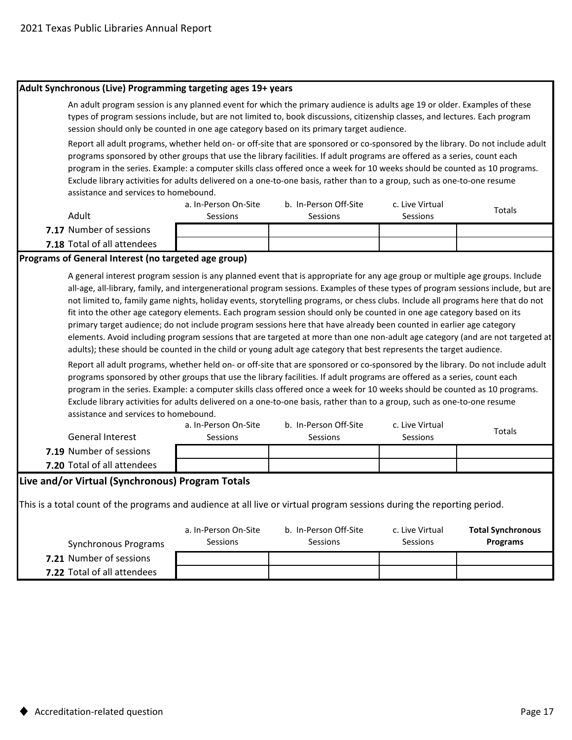## Adult Synchronous (Live) Programming targeting ages 19+ years

An adult program session is any planned event for which the primary audience is adults age 19 or older. Examples of these types of program sessions include, but are not limited to, book discussions, citizenship classes, and lectures. Each program session should only be counted in one age category based on its primary target audience.

Report all adult programs, whether held on- or off-site that are sponsored or co-sponsored by the library. Do not include adult programs sponsored by other groups that use the library facilities. If adult programs are offered as a series, count each program in the series. Example: a computer skills class offered once a week for 10 weeks should be counted as 10 programs. Exclude library activities for adults delivered on a one-to-one basis, rather than to a group, such as one-to-one resume assistance and services to homebound.

| Adult | a. In-Person On-Site Sessions | b. In-Person Off-Site Sessions | c. Live Virtual Sessions | Totals |
|---|---|---|---|---|
| **7.17** Number of sessions | | | | |
| **7.18** Total of all attendees | | | | |

## Programs of General Interest (no targeted age group)

A general interest program session is any planned event that is appropriate for any age group or multiple age groups. Include all-age, all-library, family, and intergenerational program sessions. Examples of these types of program sessions include, but are not limited to, family game nights, holiday events, storytelling programs, or chess clubs. Include all programs here that do not fit into the other age category elements. Each program session should only be counted in one age category based on its primary target audience; do not include program sessions here that have already been counted in earlier age category elements. Avoid including program sessions that are targeted at more than one non-adult age category (and are not targeted at adults); these should be counted in the child or young adult age category that best represents the target audience.

Report all adult programs, whether held on- or off-site that are sponsored or co-sponsored by the library. Do not include adult programs sponsored by other groups that use the library facilities. If adult programs are offered as a series, count each program in the series. Example: a computer skills class offered once a week for 10 weeks should be counted as 10 programs. Exclude library activities for adults delivered on a one-to-one basis, rather than to a group, such as one-to-one resume assistance and services to homebound.

| General Interest | a. In-Person On-Site Sessions | b. In-Person Off-Site Sessions | c. Live Virtual Sessions | Totals |
|---|---|---|---|---|
| **7.19** Number of sessions | | | | |
| **7.20** Total of all attendees | | | | |

## Live and/or Virtual (Synchronous) Program Totals

This is a total count of the programs and audience at all live or virtual program sessions during the reporting period.

| Synchronous Programs | a. In-Person On-Site Sessions | b. In-Person Off-Site Sessions | c. Live Virtual Sessions | **Total Synchronous Programs** |
|---|---|---|---|---|
| **7.21** Number of sessions | | | | |
| **7.22** Total of all attendees | | | | |

◆ Accreditation-related question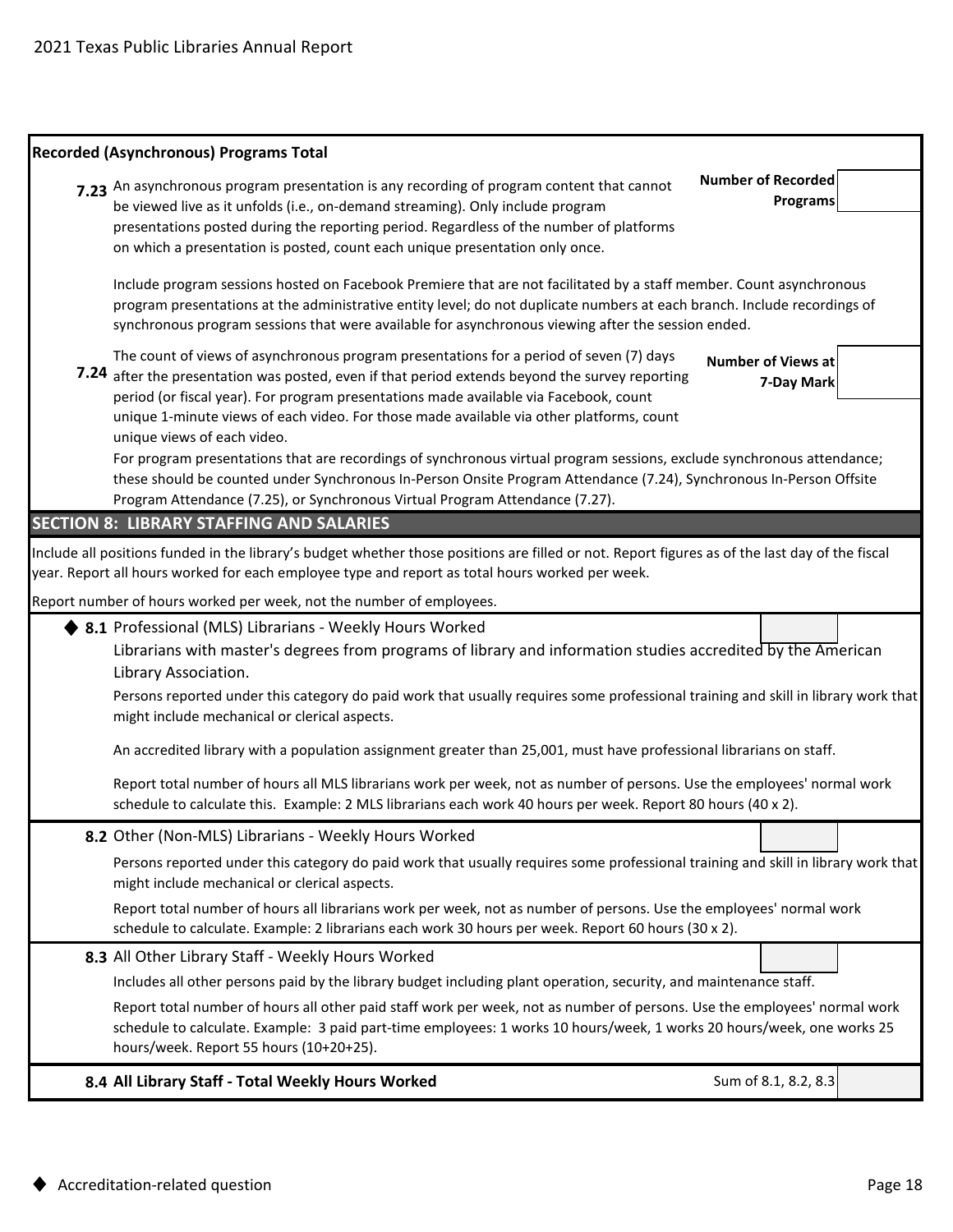**Recorded (Asynchronous) Programs Total**

**7.23** An asynchronous program presentation is any recording of program content that cannot be viewed live as it unfolds (i.e., on-demand streaming). Only include program presentations posted during the reporting period. Regardless of the number of platforms on which a presentation is posted, count each unique presentation only once.

**Number of Recorded Programs**

Include program sessions hosted on Facebook Premiere that are not facilitated by a staff member. Count asynchronous program presentations at the administrative entity level; do not duplicate numbers at each branch. Include recordings of synchronous program sessions that were available for asynchronous viewing after the session ended.

**7.24** The count of views of asynchronous program presentations for a period of seven (7) days after the presentation was posted, even if that period extends beyond the survey reporting period (or fiscal year). For program presentations made available via Facebook, count unique 1-minute views of each video. For those made available via other platforms, count unique views of each video.

**Number of Views at 7-Day Mark**

For program presentations that are recordings of synchronous virtual program sessions, exclude synchronous attendance; these should be counted under Synchronous In-Person Onsite Program Attendance (7.24), Synchronous In-Person Offsite Program Attendance (7.25), or Synchronous Virtual Program Attendance (7.27).

## SECTION 8: LIBRARY STAFFING AND SALARIES

Include all positions funded in the library's budget whether those positions are filled or not. Report figures as of the last day of the fiscal year. Report all hours worked for each employee type and report as total hours worked per week.

Report number of hours worked per week, not the number of employees.

◆ **8.1** Professional (MLS) Librarians - Weekly Hours Worked

Librarians with master's degrees from programs of library and information studies accredited by the American Library Association.

Persons reported under this category do paid work that usually requires some professional training and skill in library work that might include mechanical or clerical aspects.

An accredited library with a population assignment greater than 25,001, must have professional librarians on staff.

Report total number of hours all MLS librarians work per week, not as number of persons. Use the employees' normal work schedule to calculate this. Example: 2 MLS librarians each work 40 hours per week. Report 80 hours (40 x 2).

**8.2** Other (Non-MLS) Librarians - Weekly Hours Worked

Persons reported under this category do paid work that usually requires some professional training and skill in library work that might include mechanical or clerical aspects.

Report total number of hours all librarians work per week, not as number of persons. Use the employees' normal work schedule to calculate. Example: 2 librarians each work 30 hours per week. Report 60 hours (30 x 2).

**8.3** All Other Library Staff - Weekly Hours Worked

Includes all other persons paid by the library budget including plant operation, security, and maintenance staff.

Report total number of hours all other paid staff work per week, not as number of persons. Use the employees' normal work schedule to calculate. Example: 3 paid part-time employees: 1 works 10 hours/week, 1 works 20 hours/week, one works 25 hours/week. Report 55 hours (10+20+25).

**8.4 All Library Staff - Total Weekly Hours Worked** — Sum of 8.1, 8.2, 8.3

◆ Accreditation-related question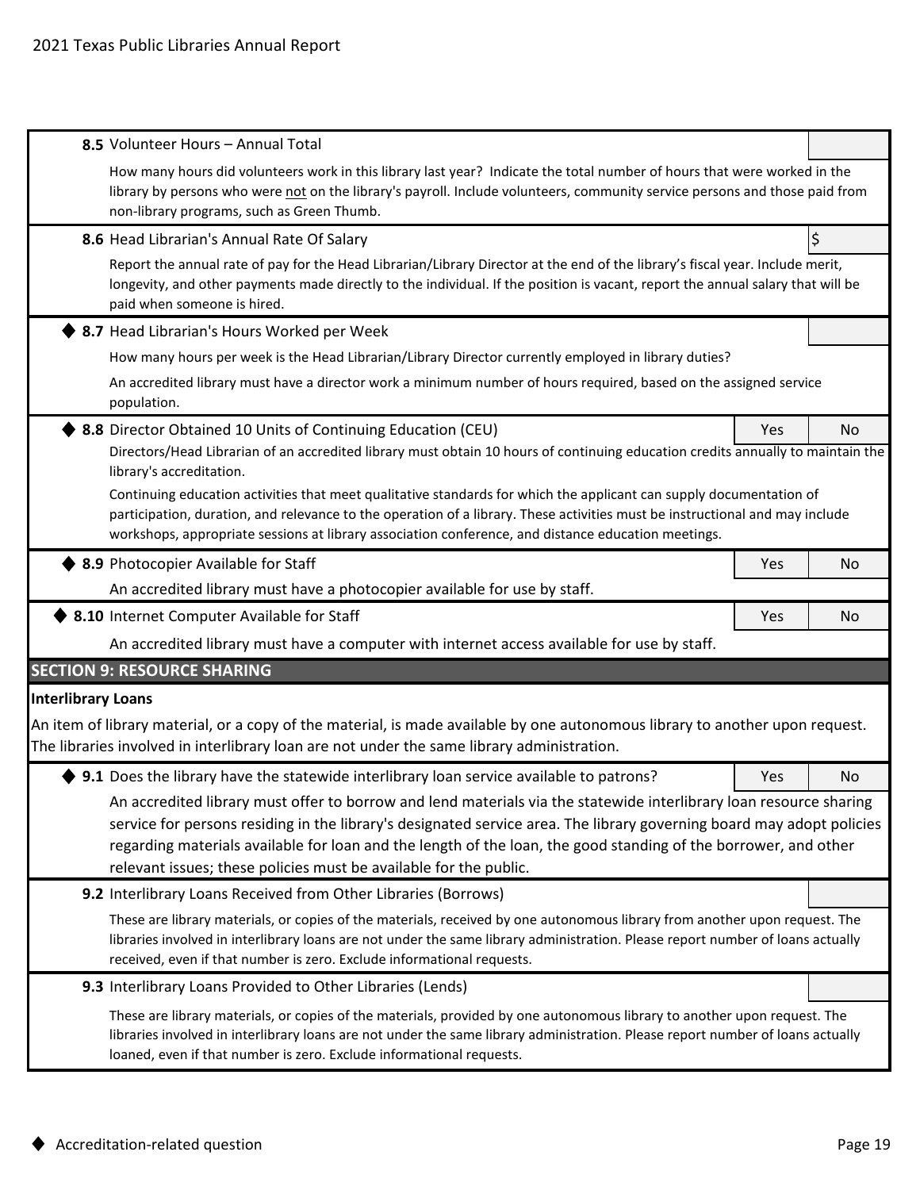**8.5** Volunteer Hours – Annual Total

How many hours did volunteers work in this library last year? Indicate the total number of hours that were worked in the library by persons who were not on the library's payroll. Include volunteers, community service persons and those paid from non-library programs, such as Green Thumb.

**8.6** Head Librarian's Annual Rate Of Salary — $

Report the annual rate of pay for the Head Librarian/Library Director at the end of the library's fiscal year. Include merit, longevity, and other payments made directly to the individual. If the position is vacant, report the annual salary that will be paid when someone is hired.

◆ **8.7** Head Librarian's Hours Worked per Week

How many hours per week is the Head Librarian/Library Director currently employed in library duties?

An accredited library must have a director work a minimum number of hours required, based on the assigned service population.

◆ **8.8** Director Obtained 10 Units of Continuing Education (CEU) — Yes / No

Directors/Head Librarian of an accredited library must obtain 10 hours of continuing education credits annually to maintain the library's accreditation.

Continuing education activities that meet qualitative standards for which the applicant can supply documentation of participation, duration, and relevance to the operation of a library. These activities must be instructional and may include workshops, appropriate sessions at library association conference, and distance education meetings.

◆ **8.9** Photocopier Available for Staff — Yes / No

An accredited library must have a photocopier available for use by staff.

◆ **8.10** Internet Computer Available for Staff — Yes / No

An accredited library must have a computer with internet access available for use by staff.

## SECTION 9: RESOURCE SHARING

**Interlibrary Loans**

An item of library material, or a copy of the material, is made available by one autonomous library to another upon request. The libraries involved in interlibrary loan are not under the same library administration.

◆ **9.1** Does the library have the statewide interlibrary loan service available to patrons? — Yes / No

An accredited library must offer to borrow and lend materials via the statewide interlibrary loan resource sharing service for persons residing in the library's designated service area. The library governing board may adopt policies regarding materials available for loan and the length of the loan, the good standing of the borrower, and other relevant issues; these policies must be available for the public.

**9.2** Interlibrary Loans Received from Other Libraries (Borrows)

These are library materials, or copies of the materials, received by one autonomous library from another upon request. The libraries involved in interlibrary loans are not under the same library administration. Please report number of loans actually received, even if that number is zero. Exclude informational requests.

**9.3** Interlibrary Loans Provided to Other Libraries (Lends)

These are library materials, or copies of the materials, provided by one autonomous library to another upon request. The libraries involved in interlibrary loans are not under the same library administration. Please report number of loans actually loaned, even if that number is zero. Exclude informational requests.

◆ Accreditation-related question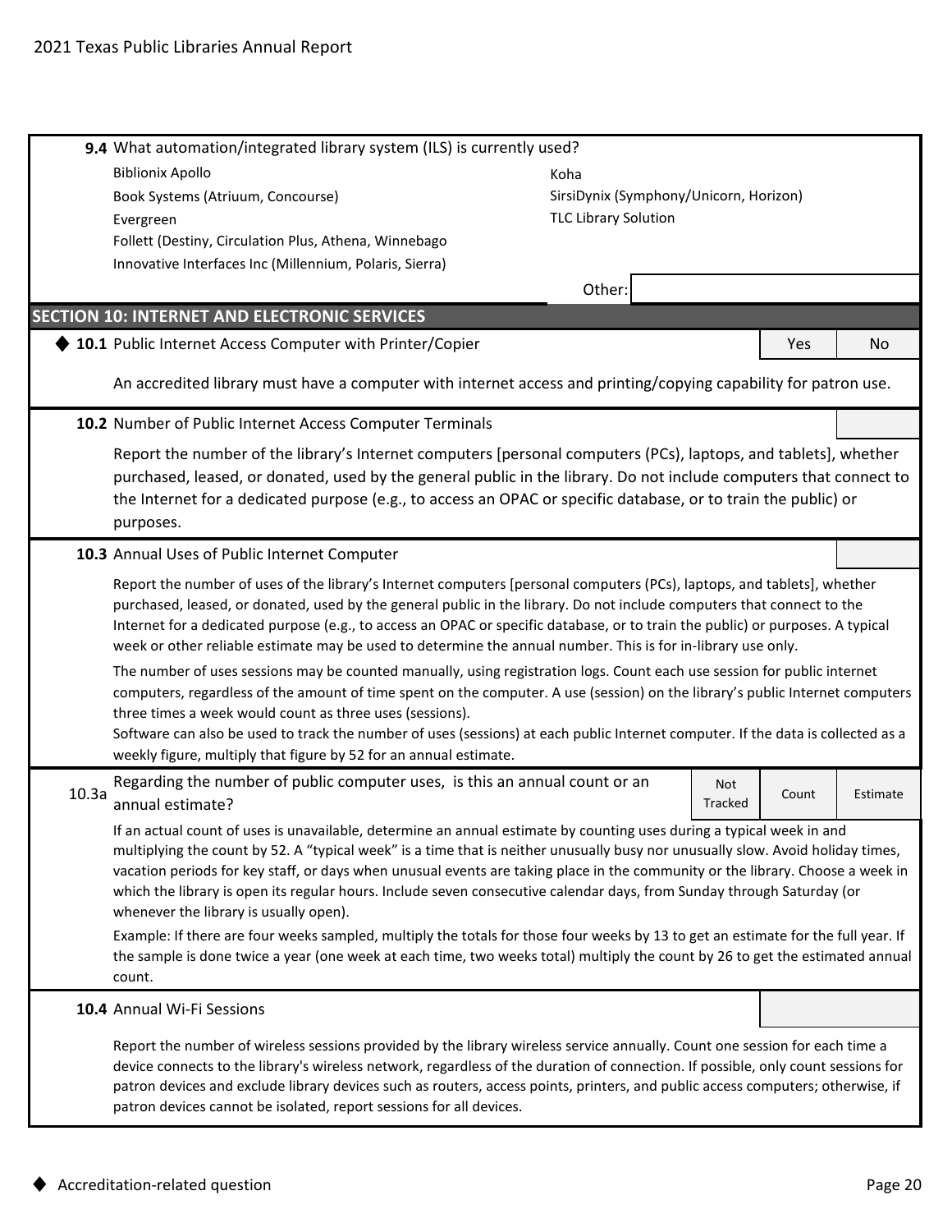**9.4** What automation/integrated library system (ILS) is currently used?

- Biblionix Apollo
- Book Systems (Atriuum, Concourse)
- Evergreen
- Follett (Destiny, Circulation Plus, Athena, Winnebago
- Innovative Interfaces Inc (Millennium, Polaris, Sierra)
- Koha
- SirsiDynix (Symphony/Unicorn, Horizon)
- TLC Library Solution

Other:

## SECTION 10: INTERNET AND ELECTRONIC SERVICES

◆ **10.1** Public Internet Access Computer with Printer/Copier — Yes / No

An accredited library must have a computer with internet access and printing/copying capability for patron use.

**10.2** Number of Public Internet Access Computer Terminals

Report the number of the library's Internet computers [personal computers (PCs), laptops, and tablets], whether purchased, leased, or donated, used by the general public in the library. Do not include computers that connect to the Internet for a dedicated purpose (e.g., to access an OPAC or specific database, or to train the public) or purposes.

**10.3** Annual Uses of Public Internet Computer

Report the number of uses of the library's Internet computers [personal computers (PCs), laptops, and tablets], whether purchased, leased, or donated, used by the general public in the library. Do not include computers that connect to the Internet for a dedicated purpose (e.g., to access an OPAC or specific database, or to train the public) or purposes. A typical week or other reliable estimate may be used to determine the annual number. This is for in-library use only.

The number of uses sessions may be counted manually, using registration logs. Count each use session for public internet computers, regardless of the amount of time spent on the computer. A use (session) on the library's public Internet computers three times a week would count as three uses (sessions).

Software can also be used to track the number of uses (sessions) at each public Internet computer. If the data is collected as a weekly figure, multiply that figure by 52 for an annual estimate.

**10.3a** Regarding the number of public computer uses, is this an annual count or an annual estimate? — Not Tracked / Count / Estimate

If an actual count of uses is unavailable, determine an annual estimate by counting uses during a typical week in and multiplying the count by 52. A "typical week" is a time that is neither unusually busy nor unusually slow. Avoid holiday times, vacation periods for key staff, or days when unusual events are taking place in the community or the library. Choose a week in which the library is open its regular hours. Include seven consecutive calendar days, from Sunday through Saturday (or whenever the library is usually open).

Example: If there are four weeks sampled, multiply the totals for those four weeks by 13 to get an estimate for the full year. If the sample is done twice a year (one week at each time, two weeks total) multiply the count by 26 to get the estimated annual count.

**10.4** Annual Wi-Fi Sessions

Report the number of wireless sessions provided by the library wireless service annually. Count one session for each time a device connects to the library's wireless network, regardless of the duration of connection. If possible, only count sessions for patron devices and exclude library devices such as routers, access points, printers, and public access computers; otherwise, if patron devices cannot be isolated, report sessions for all devices.

◆ Accreditation-related question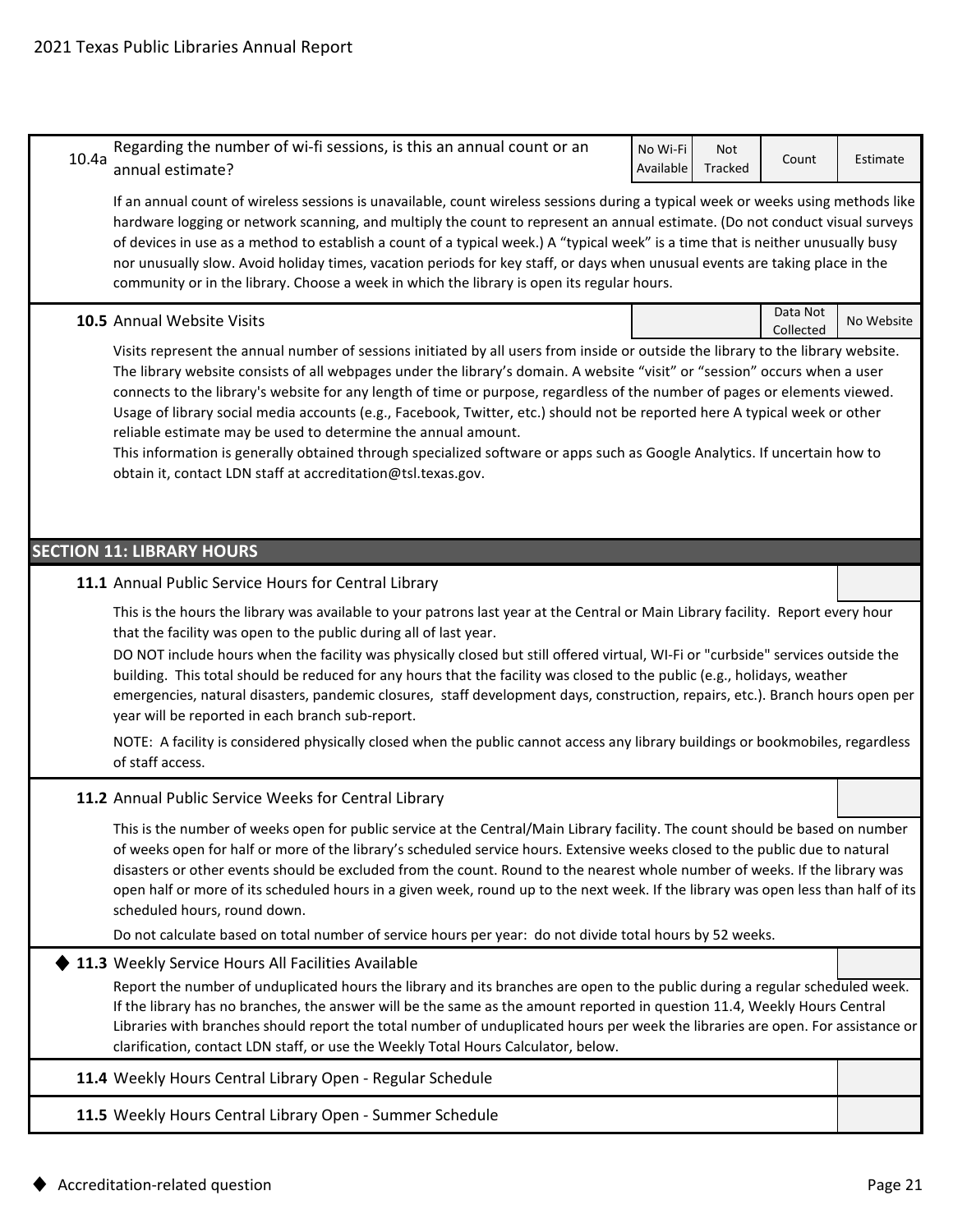| | | | | | |
|---|---|---|---|---|---|
| 10.4a | Regarding the number of wi-fi sessions, is this an annual count or an annual estimate? | No Wi-Fi Available | Not Tracked | Count | Estimate |

If an annual count of wireless sessions is unavailable, count wireless sessions during a typical week or weeks using methods like hardware logging or network scanning, and multiply the count to represent an annual estimate. (Do not conduct visual surveys of devices in use as a method to establish a count of a typical week.) A "typical week" is a time that is neither unusually busy nor unusually slow. Avoid holiday times, vacation periods for key staff, or days when unusual events are taking place in the community or in the library. Choose a week in which the library is open its regular hours.

| | | | | |
|---|---|---|---|---|
| **10.5** | Annual Website Visits | | Data Not Collected | No Website |

Visits represent the annual number of sessions initiated by all users from inside or outside the library to the library website. The library website consists of all webpages under the library's domain. A website "visit" or "session" occurs when a user connects to the library's website for any length of time or purpose, regardless of the number of pages or elements viewed. Usage of library social media accounts (e.g., Facebook, Twitter, etc.) should not be reported here A typical week or other reliable estimate may be used to determine the annual amount.

This information is generally obtained through specialized software or apps such as Google Analytics. If uncertain how to obtain it, contact LDN staff at accreditation@tsl.texas.gov.

## SECTION 11: LIBRARY HOURS

**11.1** Annual Public Service Hours for Central Library

This is the hours the library was available to your patrons last year at the Central or Main Library facility. Report every hour that the facility was open to the public during all of last year.

DO NOT include hours when the facility was physically closed but still offered virtual, WI-Fi or "curbside" services outside the building. This total should be reduced for any hours that the facility was closed to the public (e.g., holidays, weather emergencies, natural disasters, pandemic closures, staff development days, construction, repairs, etc.). Branch hours open per year will be reported in each branch sub-report.

NOTE: A facility is considered physically closed when the public cannot access any library buildings or bookmobiles, regardless of staff access.

**11.2** Annual Public Service Weeks for Central Library

This is the number of weeks open for public service at the Central/Main Library facility. The count should be based on number of weeks open for half or more of the library's scheduled service hours. Extensive weeks closed to the public due to natural disasters or other events should be excluded from the count. Round to the nearest whole number of weeks. If the library was open half or more of its scheduled hours in a given week, round up to the next week. If the library was open less than half of its scheduled hours, round down.

Do not calculate based on total number of service hours per year: do not divide total hours by 52 weeks.

◆ **11.3** Weekly Service Hours All Facilities Available

Report the number of unduplicated hours the library and its branches are open to the public during a regular scheduled week. If the library has no branches, the answer will be the same as the amount reported in question 11.4, Weekly Hours Central Libraries with branches should report the total number of unduplicated hours per week the libraries are open. For assistance or clarification, contact LDN staff, or use the Weekly Total Hours Calculator, below.

**11.4** Weekly Hours Central Library Open - Regular Schedule

**11.5** Weekly Hours Central Library Open - Summer Schedule

◆ Accreditation-related question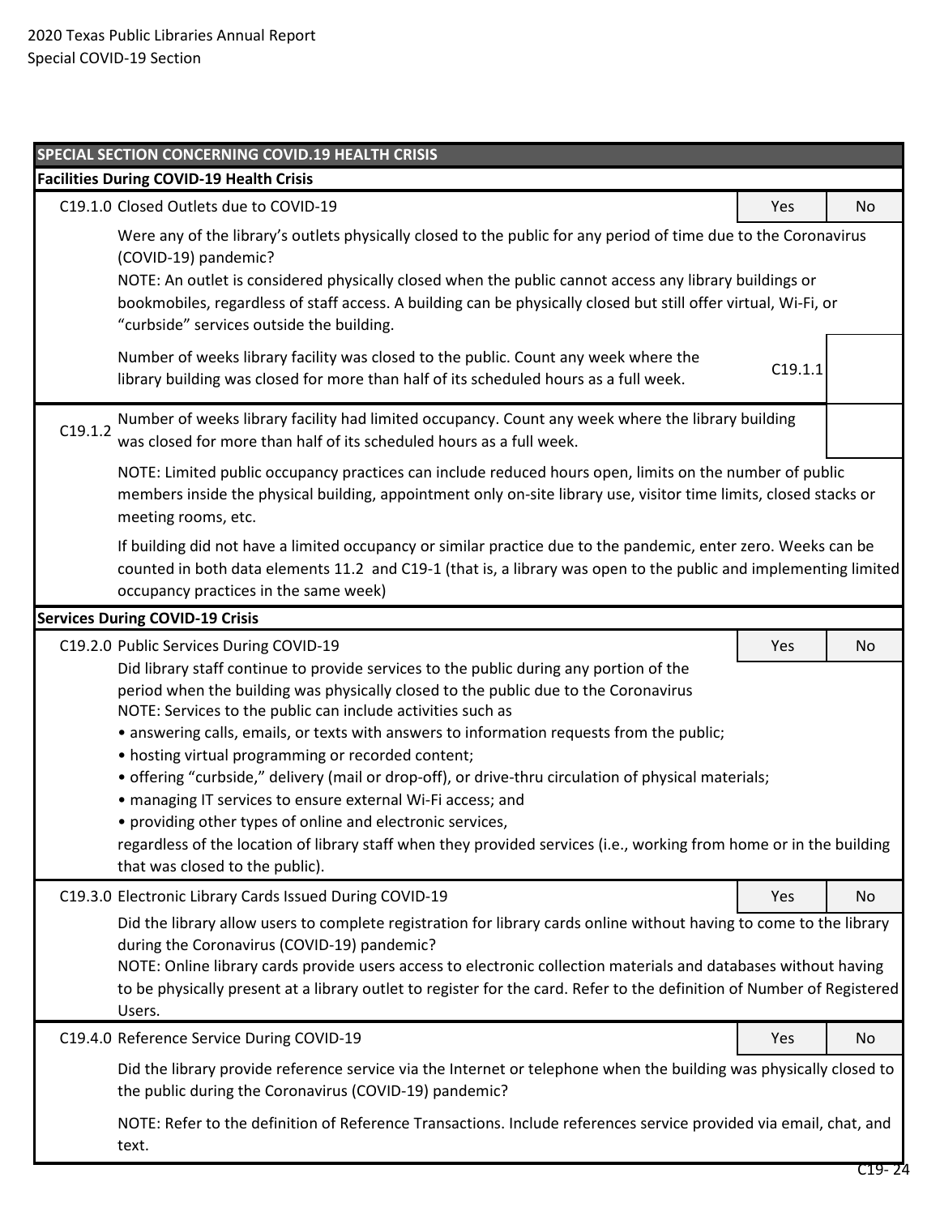2020 Texas Public Libraries Annual Report
Special COVID-19 Section

## SPECIAL SECTION CONCERNING COVID.19 HEALTH CRISIS

### Facilities During COVID-19 Health Crisis

| | | Yes | No |
|---|---|---|---|
| C19.1.0 | Closed Outlets due to COVID-19 | | |

Were any of the library's outlets physically closed to the public for any period of time due to the Coronavirus (COVID-19) pandemic?
NOTE: An outlet is considered physically closed when the public cannot access any library buildings or bookmobiles, regardless of staff access. A building can be physically closed but still offer virtual, Wi-Fi, or "curbside" services outside the building.

| | | |
|---|---|---|
| Number of weeks library facility was closed to the public. Count any week where the library building was closed for more than half of its scheduled hours as a full week. | C19.1.1 | |

| | | |
|---|---|---|
| C19.1.2 | Number of weeks library facility had limited occupancy. Count any week where the library building was closed for more than half of its scheduled hours as a full week. | |

NOTE: Limited public occupancy practices can include reduced hours open, limits on the number of public members inside the physical building, appointment only on-site library use, visitor time limits, closed stacks or meeting rooms, etc.

If building did not have a limited occupancy or similar practice due to the pandemic, enter zero. Weeks can be counted in both data elements 11.2 and C19-1 (that is, a library was open to the public and implementing limited occupancy practices in the same week)

### Services During COVID-19 Crisis

| | | Yes | No |
|---|---|---|---|
| C19.2.0 | Public Services During COVID-19 | | |

Did library staff continue to provide services to the public during any portion of the period when the building was physically closed to the public due to the Coronavirus
NOTE: Services to the public can include activities such as

- answering calls, emails, or texts with answers to information requests from the public;
- hosting virtual programming or recorded content;
- offering "curbside," delivery (mail or drop-off), or drive-thru circulation of physical materials;
- managing IT services to ensure external Wi-Fi access; and
- providing other types of online and electronic services,

regardless of the location of library staff when they provided services (i.e., working from home or in the building that was closed to the public).

| | | Yes | No |
|---|---|---|---|
| C19.3.0 | Electronic Library Cards Issued During COVID-19 | | |

Did the library allow users to complete registration for library cards online without having to come to the library during the Coronavirus (COVID-19) pandemic?
NOTE: Online library cards provide users access to electronic collection materials and databases without having to be physically present at a library outlet to register for the card. Refer to the definition of Number of Registered Users.

| | | Yes | No |
|---|---|---|---|
| C19.4.0 | Reference Service During COVID-19 | | |

Did the library provide reference service via the Internet or telephone when the building was physically closed to the public during the Coronavirus (COVID-19) pandemic?

NOTE: Refer to the definition of Reference Transactions. Include references service provided via email, chat, and text.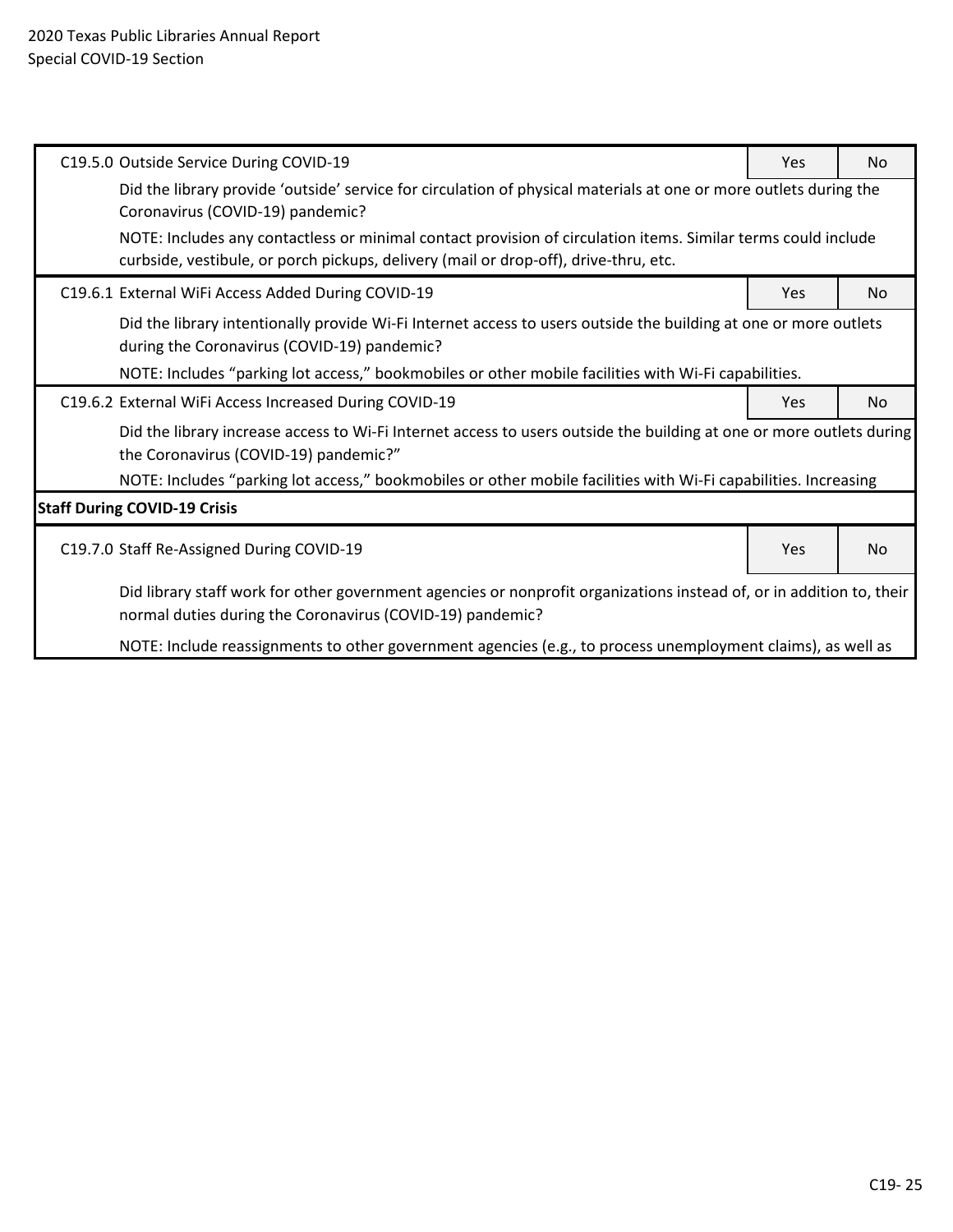| | | |
|---|---|---|
| C19.5.0 Outside Service During COVID-19 | Yes | No |
| Did the library provide ‘outside’ service for circulation of physical materials at one or more outlets during the Coronavirus (COVID-19) pandemic?<br>NOTE: Includes any contactless or minimal contact provision of circulation items. Similar terms could include curbside, vestibule, or porch pickups, delivery (mail or drop-off), drive-thru, etc. | | |
| C19.6.1 External WiFi Access Added During COVID-19 | Yes | No |
| Did the library intentionally provide Wi-Fi Internet access to users outside the building at one or more outlets during the Coronavirus (COVID-19) pandemic?<br>NOTE: Includes “parking lot access,” bookmobiles or other mobile facilities with Wi-Fi capabilities. | | |
| C19.6.2 External WiFi Access Increased During COVID-19 | Yes | No |
| Did the library increase access to Wi-Fi Internet access to users outside the building at one or more outlets during the Coronavirus (COVID-19) pandemic?”<br>NOTE: Includes “parking lot access,” bookmobiles or other mobile facilities with Wi-Fi capabilities. Increasing | | |
| **Staff During COVID-19 Crisis** | | |
| C19.7.0 Staff Re-Assigned During COVID-19 | Yes | No |
| Did library staff work for other government agencies or nonprofit organizations instead of, or in addition to, their normal duties during the Coronavirus (COVID-19) pandemic?<br>NOTE: Include reassignments to other government agencies (e.g., to process unemployment claims), as well as | | |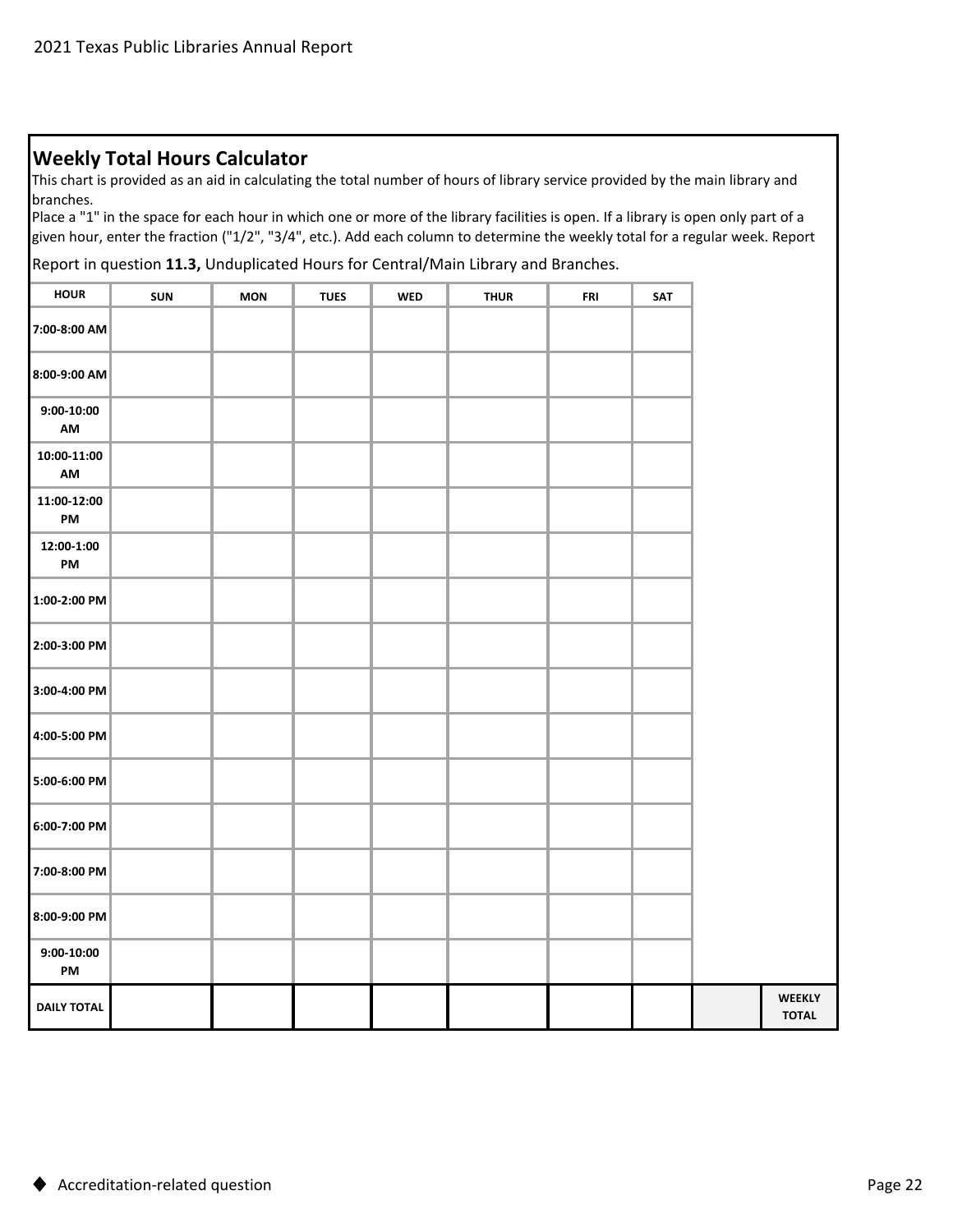## Weekly Total Hours Calculator

This chart is provided as an aid in calculating the total number of hours of library service provided by the main library and branches.

Place a "1" in the space for each hour in which one or more of the library facilities is open. If a library is open only part of a given hour, enter the fraction ("1/2", "3/4", etc.). Add each column to determine the weekly total for a regular week. Report

Report in question **11.3,** Unduplicated Hours for Central/Main Library and Branches.

| HOUR | SUN | MON | TUES | WED | THUR | FRI | SAT | | |
|---|---|---|---|---|---|---|---|---|---|
| 7:00-8:00 AM | | | | | | | | | |
| 8:00-9:00 AM | | | | | | | | | |
| 9:00-10:00 AM | | | | | | | | | |
| 10:00-11:00 AM | | | | | | | | | |
| 11:00-12:00 PM | | | | | | | | | |
| 12:00-1:00 PM | | | | | | | | | |
| 1:00-2:00 PM | | | | | | | | | |
| 2:00-3:00 PM | | | | | | | | | |
| 3:00-4:00 PM | | | | | | | | | |
| 4:00-5:00 PM | | | | | | | | | |
| 5:00-6:00 PM | | | | | | | | | |
| 6:00-7:00 PM | | | | | | | | | |
| 7:00-8:00 PM | | | | | | | | | |
| 8:00-9:00 PM | | | | | | | | | |
| 9:00-10:00 PM | | | | | | | | | |
| DAILY TOTAL | | | | | | | | | WEEKLY TOTAL |

◆ Accreditation-related question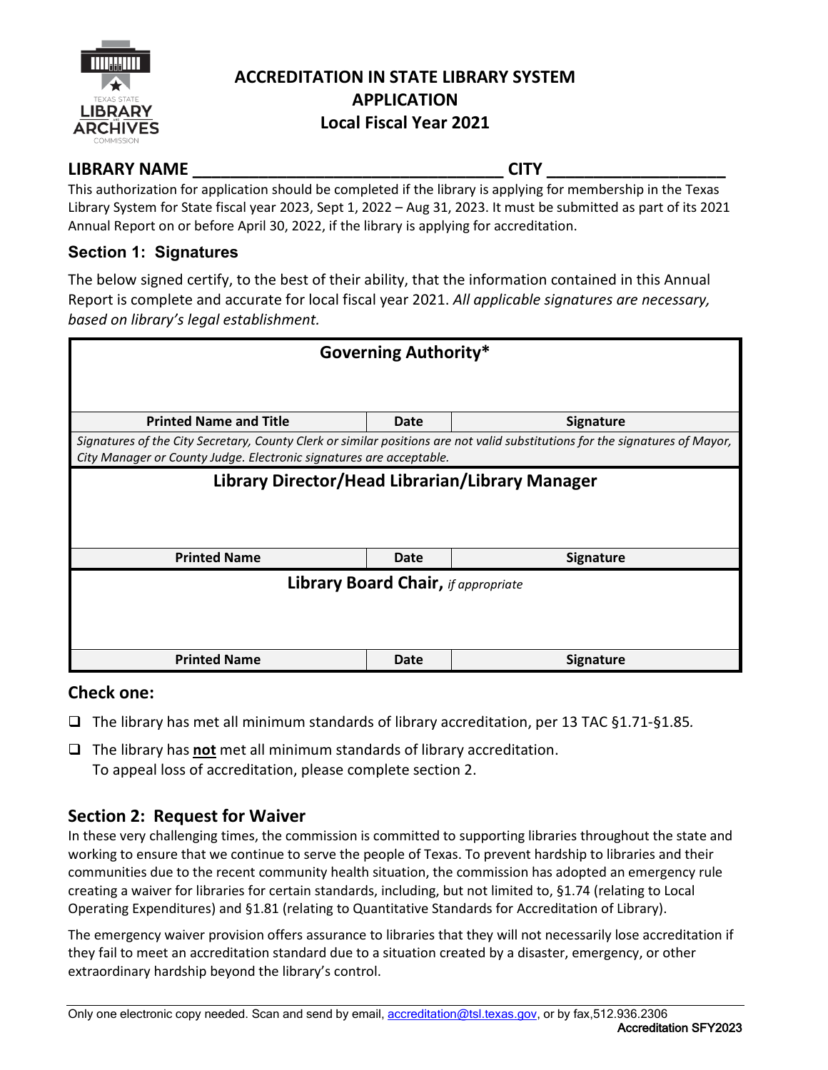# ACCREDITATION IN STATE LIBRARY SYSTEM APPLICATION
## Local Fiscal Year 2021

**LIBRARY NAME** ________________________________ **CITY** ___________________

This authorization for application should be completed if the library is applying for membership in the Texas Library System for State fiscal year 2023, Sept 1, 2022 – Aug 31, 2023. It must be submitted as part of its 2021 Annual Report on or before April 30, 2022, if the library is applying for accreditation.

### Section 1: Signatures

The below signed certify, to the best of their ability, that the information contained in this Annual Report is complete and accurate for local fiscal year 2021. *All applicable signatures are necessary, based on library's legal establishment.*

| Governing Authority* | | |
|---|---|---|
| | | |
| **Printed Name and Title** | **Date** | **Signature** |
| *Signatures of the City Secretary, County Clerk or similar positions are not valid substitutions for the signatures of Mayor, City Manager or County Judge. Electronic signatures are acceptable.* | | |
| **Library Director/Head Librarian/Library Manager** | | |
| | | |
| **Printed Name** | **Date** | **Signature** |
| **Library Board Chair,** *if appropriate* | | |
| | | |
| **Printed Name** | **Date** | **Signature** |

**Check one:**

- ❑ The library has met all minimum standards of library accreditation, per 13 TAC §1.71-§1.85.
- ❑ The library has **not** met all minimum standards of library accreditation.
  To appeal loss of accreditation, please complete section 2.

### Section 2: Request for Waiver

In these very challenging times, the commission is committed to supporting libraries throughout the state and working to ensure that we continue to serve the people of Texas. To prevent hardship to libraries and their communities due to the recent community health situation, the commission has adopted an emergency rule creating a waiver for libraries for certain standards, including, but not limited to, §1.74 (relating to Local Operating Expenditures) and §1.81 (relating to Quantitative Standards for Accreditation of Library).

The emergency waiver provision offers assurance to libraries that they will not necessarily lose accreditation if they fail to meet an accreditation standard due to a situation created by a disaster, emergency, or other extraordinary hardship beyond the library's control.

Only one electronic copy needed. Scan and send by email, accreditation@tsl.texas.gov, or by fax,512.936.2306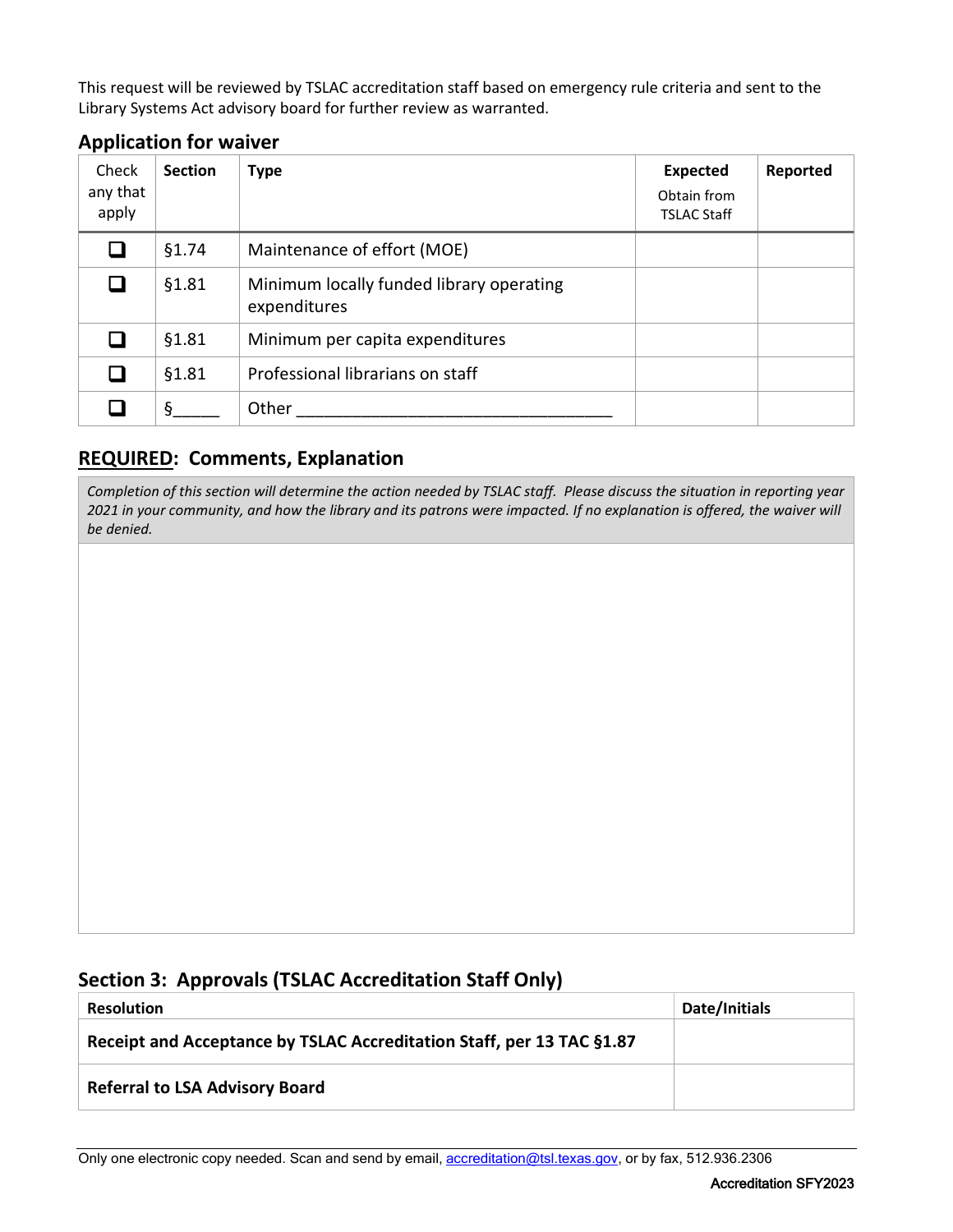This request will be reviewed by TSLAC accreditation staff based on emergency rule criteria and sent to the Library Systems Act advisory board for further review as warranted.

## Application for waiver

| Check any that apply | Section | Type | Expected<br>Obtain from TSLAC Staff | Reported |
|---|---|---|---|---|
| ☐ | §1.74 | Maintenance of effort (MOE) | | |
| ☐ | §1.81 | Minimum locally funded library operating expenditures | | |
| ☐ | §1.81 | Minimum per capita expenditures | | |
| ☐ | §1.81 | Professional librarians on staff | | |
| ☐ | §_____ | Other ___________________________________ | | |

## **REQUIRED**: Comments, Explanation

*Completion of this section will determine the action needed by TSLAC staff. Please discuss the situation in reporting year 2021 in your community, and how the library and its patrons were impacted. If no explanation is offered, the waiver will be denied.*

## Section 3: Approvals (TSLAC Accreditation Staff Only)

| Resolution | Date/Initials |
|---|---|
| **Receipt and Acceptance by TSLAC Accreditation Staff, per 13 TAC §1.87** | |
| **Referral to LSA Advisory Board** | |

Only one electronic copy needed. Scan and send by email, accreditation@tsl.texas.gov, or by fax, 512.936.2306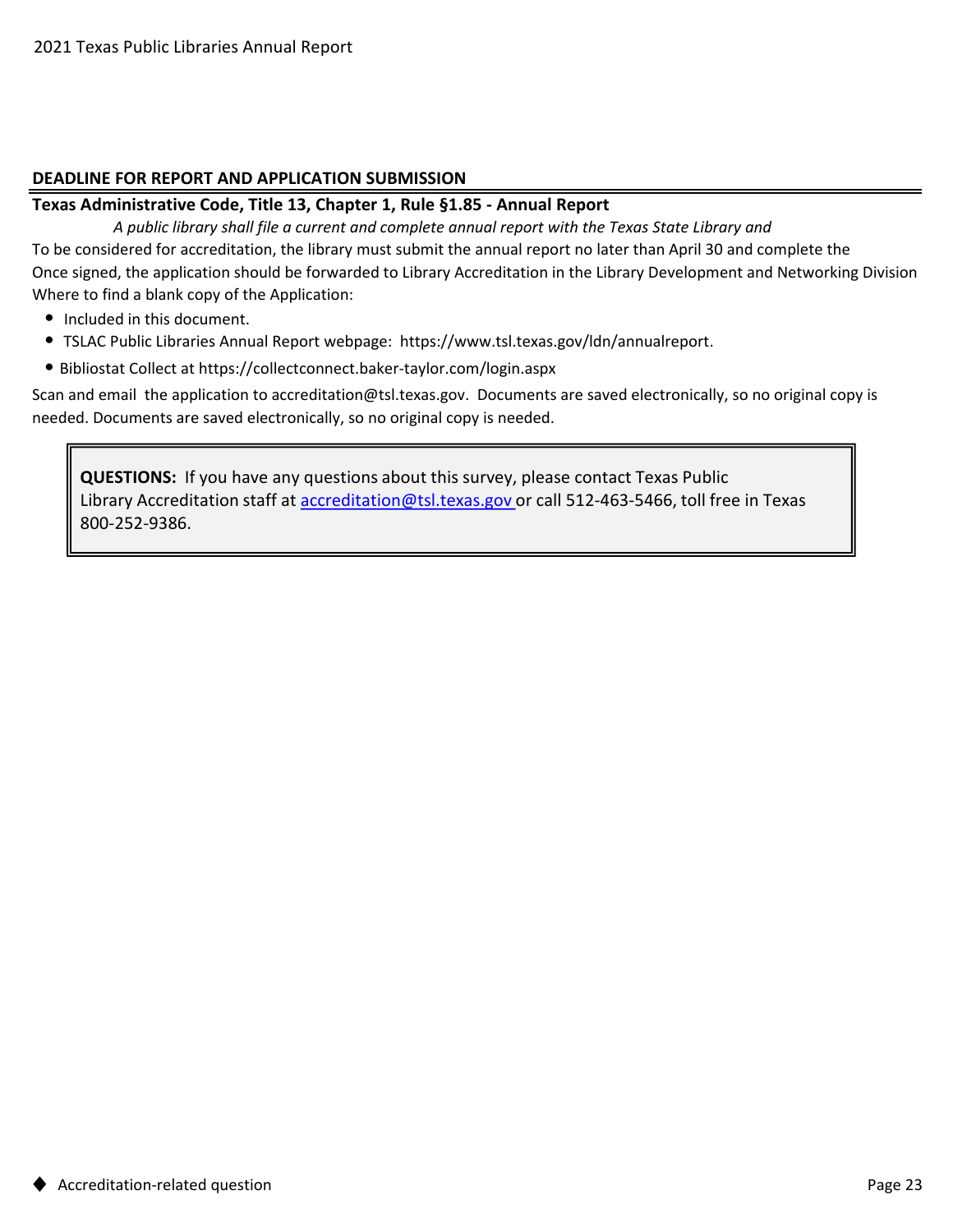## DEADLINE FOR REPORT AND APPLICATION SUBMISSION

**Texas Administrative Code, Title 13, Chapter 1, Rule §1.85 - Annual Report**

*A public library shall file a current and complete annual report with the Texas State Library and*

To be considered for accreditation, the library must submit the annual report no later than April 30 and complete the

Once signed, the application should be forwarded to Library Accreditation in the Library Development and Networking Division

Where to find a blank copy of the Application:

- Included in this document.
- TSLAC Public Libraries Annual Report webpage: https://www.tsl.texas.gov/ldn/annualreport.
- Bibliostat Collect at https://collectconnect.baker-taylor.com/login.aspx

Scan and email the application to accreditation@tsl.texas.gov. Documents are saved electronically, so no original copy is needed. Documents are saved electronically, so no original copy is needed.

**QUESTIONS:** If you have any questions about this survey, please contact Texas Public Library Accreditation staff at accreditation@tsl.texas.gov or call 512-463-5466, toll free in Texas 800-252-9386.

◆ Accreditation-related question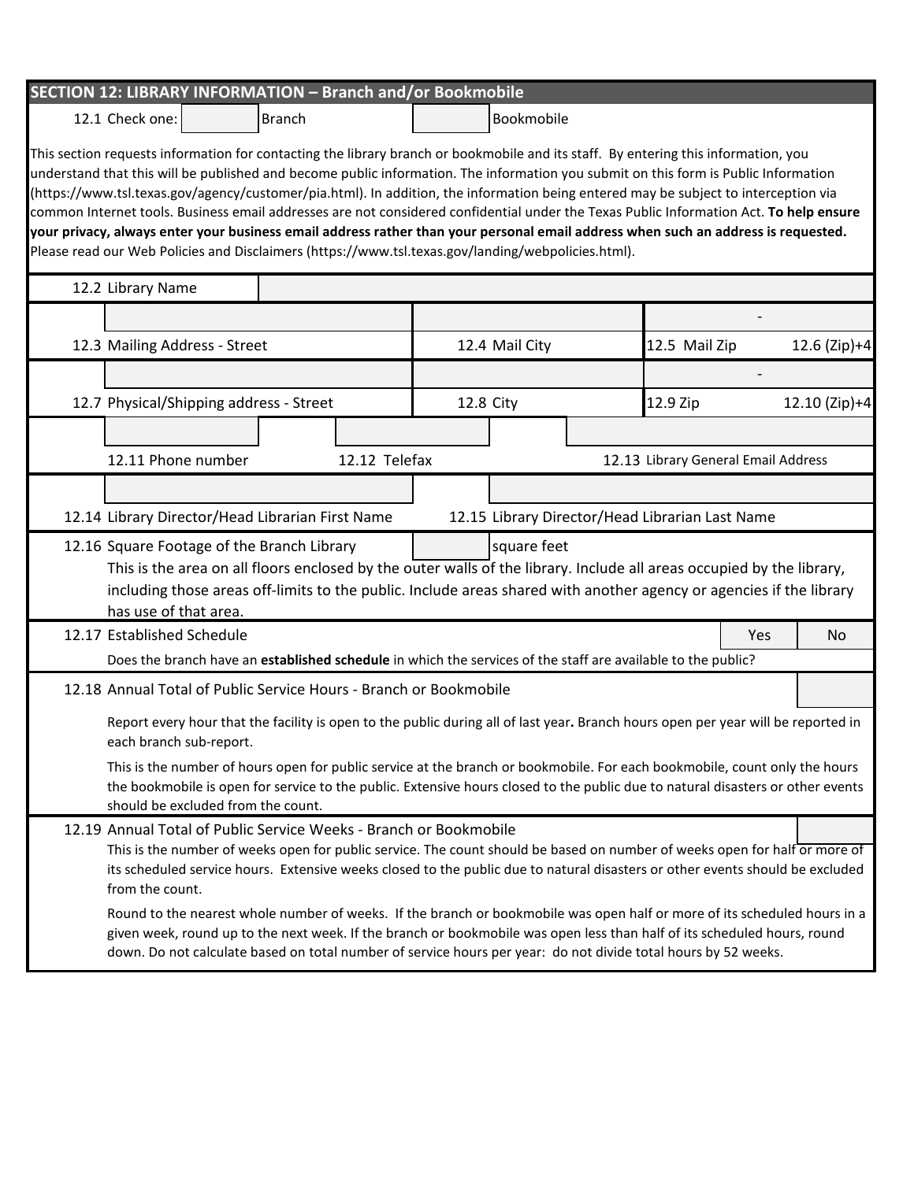## SECTION 12: LIBRARY INFORMATION – Branch and/or Bookmobile

12.1 Check one: ☐ Branch ☐ Bookmobile

This section requests information for contacting the library branch or bookmobile and its staff. By entering this information, you understand that this will be published and become public information. The information you submit on this form is Public Information (https://www.tsl.texas.gov/agency/customer/pia.html). In addition, the information being entered may be subject to interception via common Internet tools. Business email addresses are not considered confidential under the Texas Public Information Act. **To help ensure your privacy, always enter your business email address rather than your personal email address when such an address is requested.** Please read our Web Policies and Disclaimers (https://www.tsl.texas.gov/landing/webpolicies.html).

| 12.2 Library Name | | | |
|---|---|---|---|
| | | | - |
| 12.3 Mailing Address - Street | 12.4 Mail City | 12.5 Mail Zip | 12.6 (Zip)+4 |
| | | | - |
| 12.7 Physical/Shipping address - Street | 12.8 City | 12.9 Zip | 12.10 (Zip)+4 |

| 12.11 Phone number | 12.12 Telefax | 12.13 Library General Email Address |
|---|---|---|
| | | |

| 12.14 Library Director/Head Librarian First Name | 12.15 Library Director/Head Librarian Last Name |
|---|---|
| | |

12.16 Square Footage of the Branch Library ____ square feet

This is the area on all floors enclosed by the outer walls of the library. Include all areas occupied by the library, including those areas off-limits to the public. Include areas shared with another agency or agencies if the library has use of that area.

12.17 Established Schedule ☐ Yes ☐ No

Does the branch have an **established schedule** in which the services of the staff are available to the public?

12.18 Annual Total of Public Service Hours - Branch or Bookmobile ____

Report every hour that the facility is open to the public during all of last year**.** Branch hours open per year will be reported in each branch sub-report.

This is the number of hours open for public service at the branch or bookmobile. For each bookmobile, count only the hours the bookmobile is open for service to the public. Extensive hours closed to the public due to natural disasters or other events should be excluded from the count.

12.19 Annual Total of Public Service Weeks - Branch or Bookmobile ____

This is the number of weeks open for public service. The count should be based on number of weeks open for half or more of its scheduled service hours. Extensive weeks closed to the public due to natural disasters or other events should be excluded from the count.

Round to the nearest whole number of weeks. If the branch or bookmobile was open half or more of its scheduled hours in a given week, round up to the next week. If the branch or bookmobile was open less than half of its scheduled hours, round down. Do not calculate based on total number of service hours per year: do not divide total hours by 52 weeks.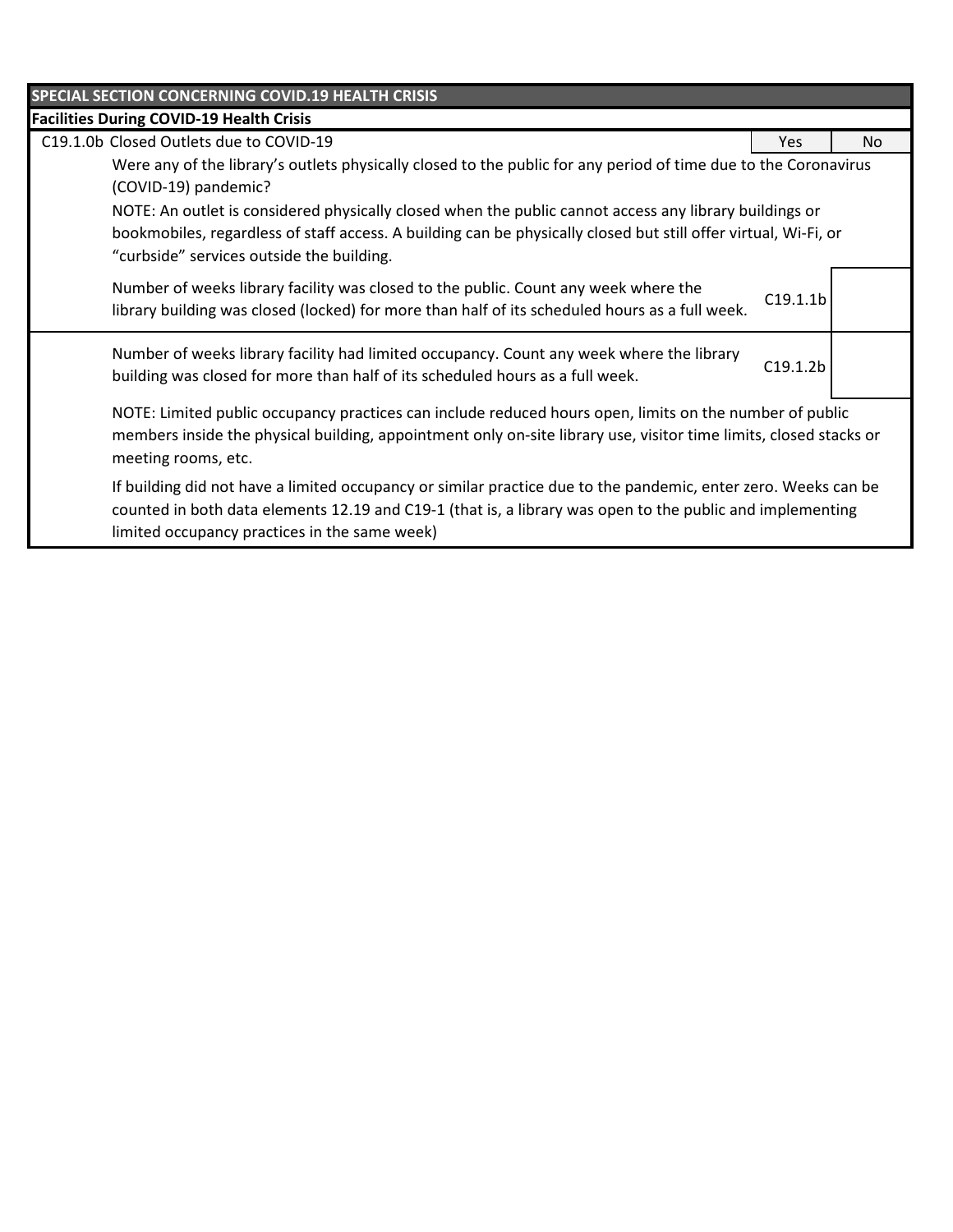## SPECIAL SECTION CONCERNING COVID.19 HEALTH CRISIS

### Facilities During COVID-19 Health Crisis

| | | | |
|---|---|---|---|
| C19.1.0b Closed Outlets due to COVID-19 | | Yes | No |

Were any of the library's outlets physically closed to the public for any period of time due to the Coronavirus (COVID-19) pandemic?

NOTE: An outlet is considered physically closed when the public cannot access any library buildings or bookmobiles, regardless of staff access. A building can be physically closed but still offer virtual, Wi-Fi, or "curbside" services outside the building.

| | | |
|---|---|---|
| Number of weeks library facility was closed to the public. Count any week where the library building was closed (locked) for more than half of its scheduled hours as a full week. | C19.1.1b | |
| Number of weeks library facility had limited occupancy. Count any week where the library building was closed for more than half of its scheduled hours as a full week. | C19.1.2b | |

NOTE: Limited public occupancy practices can include reduced hours open, limits on the number of public members inside the physical building, appointment only on-site library use, visitor time limits, closed stacks or meeting rooms, etc.

If building did not have a limited occupancy or similar practice due to the pandemic, enter zero. Weeks can be counted in both data elements 12.19 and C19-1 (that is, a library was open to the public and implementing limited occupancy practices in the same week)